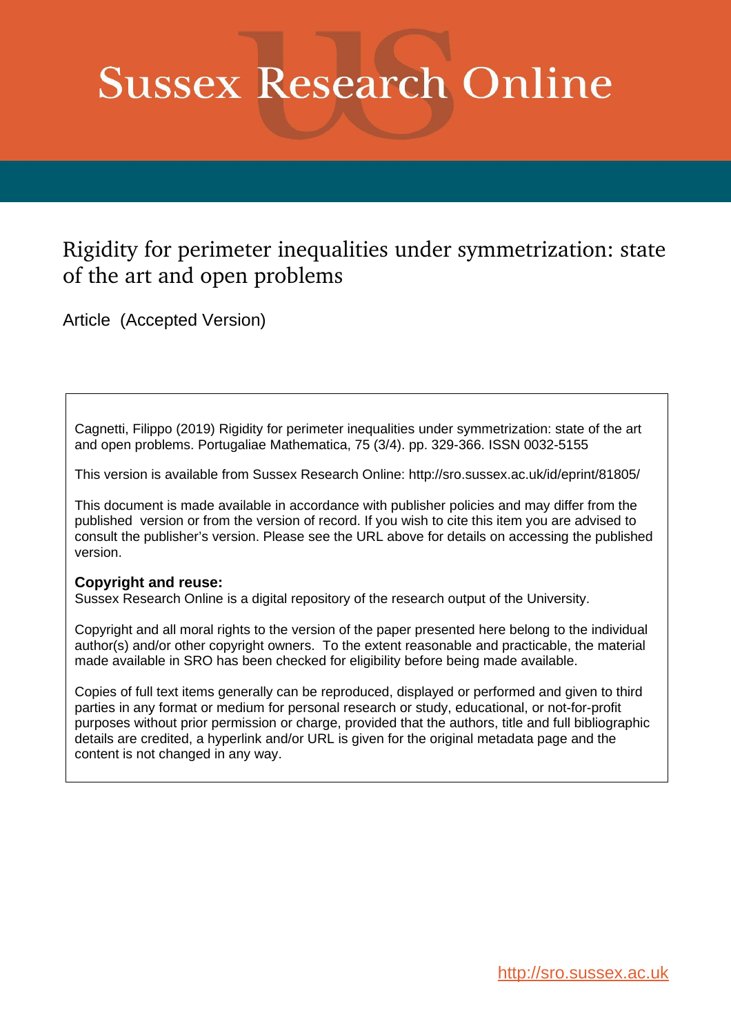# Sussex Research Online

## Rigidity for perimeter inequalities under symmetrization: state of the art and open problems

Article (Accepted Version)

Cagnetti, Filippo (2019) Rigidity for perimeter inequalities under symmetrization: state of the art and open problems. Portugaliae Mathematica, 75 (3/4). pp. 329-366. ISSN 0032-5155

This version is available from Sussex Research Online: http://sro.sussex.ac.uk/id/eprint/81805/

This document is made available in accordance with publisher policies and may differ from the published version or from the version of record. If you wish to cite this item you are advised to consult the publisher's version. Please see the URL above for details on accessing the published version.

**Copyright and reuse:**
Sussex Research Online is a digital repository of the research output of the University.

Copyright and all moral rights to the version of the paper presented here belong to the individual author(s) and/or other copyright owners. To the extent reasonable and practicable, the material made available in SRO has been checked for eligibility before being made available.

Copies of full text items generally can be reproduced, displayed or performed and given to third parties in any format or medium for personal research or study, educational, or not-for-profit purposes without prior permission or charge, provided that the authors, title and full bibliographic details are credited, a hyperlink and/or URL is given for the original metadata page and the content is not changed in any way.

http://sro.sussex.ac.uk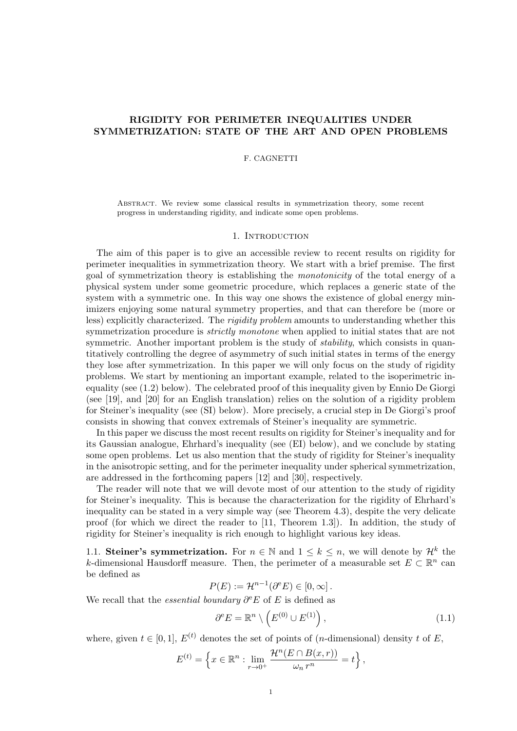# RIGIDITY FOR PERIMETER INEQUALITIES UNDER SYMMETRIZATION: STATE OF THE ART AND OPEN PROBLEMS

F. CAGNETTI

Abstract. We review some classical results in symmetrization theory, some recent progress in understanding rigidity, and indicate some open problems.

## 1. Introduction

The aim of this paper is to give an accessible review to recent results on rigidity for perimeter inequalities in symmetrization theory. We start with a brief premise. The first goal of symmetrization theory is establishing the *monotonicity* of the total energy of a physical system under some geometric procedure, which replaces a generic state of the system with a symmetric one. In this way one shows the existence of global energy minimizers enjoying some natural symmetry properties, and that can therefore be (more or less) explicitly characterized. The *rigidity problem* amounts to understanding whether this symmetrization procedure is *strictly monotone* when applied to initial states that are not symmetric. Another important problem is the study of *stability*, which consists in quantitatively controlling the degree of asymmetry of such initial states in terms of the energy they lose after symmetrization. In this paper we will only focus on the study of rigidity problems. We start by mentioning an important example, related to the isoperimetric inequality (see (1.2) below). The celebrated proof of this inequality given by Ennio De Giorgi (see [19], and [20] for an English translation) relies on the solution of a rigidity problem for Steiner's inequality (see (SI) below). More precisely, a crucial step in De Giorgi's proof consists in showing that convex extremals of Steiner's inequality are symmetric.

In this paper we discuss the most recent results on rigidity for Steiner's inequality and for its Gaussian analogue, Ehrhard's inequality (see (EI) below), and we conclude by stating some open problems. Let us also mention that the study of rigidity for Steiner's inequality in the anisotropic setting, and for the perimeter inequality under spherical symmetrization, are addressed in the forthcoming papers [12] and [30], respectively.

The reader will note that we will devote most of our attention to the study of rigidity for Steiner's inequality. This is because the characterization for the rigidity of Ehrhard's inequality can be stated in a very simple way (see Theorem 4.3), despite the very delicate proof (for which we direct the reader to [11, Theorem 1.3]). In addition, the study of rigidity for Steiner's inequality is rich enough to highlight various key ideas.

### 1.1. Steiner's symmetrization.

For $n \in \mathbb{N}$ and $1 \leq k \leq n$, we will denote by $\mathcal{H}^k$ the $k$-dimensional Hausdorff measure. Then, the perimeter of a measurable set $E \subset \mathbb{R}^n$ can be defined as

$$P(E) := \mathcal{H}^{n-1}(\partial^e E) \in [0, \infty] .$$

We recall that the *essential boundary* $\partial^e E$ of $E$ is defined as

$$\partial^e E = \mathbb{R}^n \setminus \left( E^{(0)} \cup E^{(1)} \right) , \tag{1.1}$$

where, given $t \in [0,1]$, $E^{(t)}$ denotes the set of points of ($n$-dimensional) density $t$ of $E$,

$$E^{(t)} = \left\{ x \in \mathbb{R}^n : \lim_{r \to 0^+} \frac{\mathcal{H}^n(E \cap B(x,r))}{\omega_n \, r^n} = t \right\} ,$$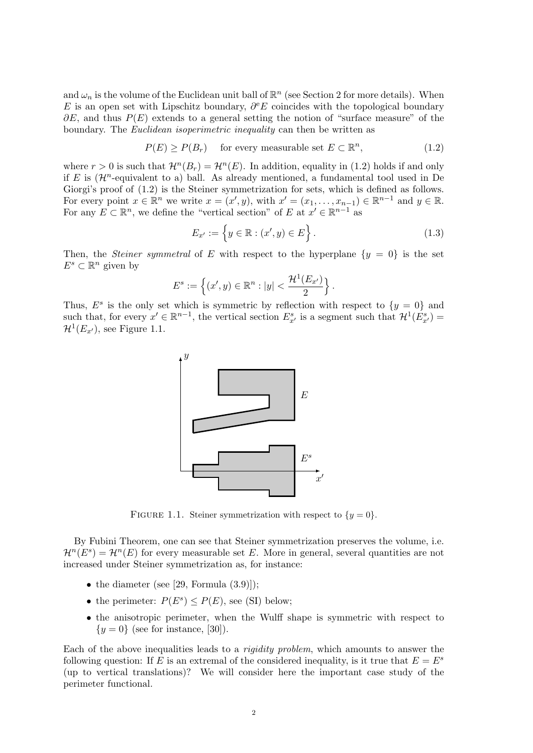and $\omega_n$ is the volume of the Euclidean unit ball of $\mathbb{R}^n$ (see Section 2 for more details). When $E$ is an open set with Lipschitz boundary, $\partial^e E$ coincides with the topological boundary $\partial E$, and thus $P(E)$ extends to a general setting the notion of "surface measure" of the boundary. The *Euclidean isoperimetric inequality* can then be written as

$$P(E) \geq P(B_r) \quad \text{for every measurable set } E \subset \mathbb{R}^n, \tag{1.2}$$

where $r > 0$ is such that $\mathcal{H}^n(B_r) = \mathcal{H}^n(E)$. In addition, equality in (1.2) holds if and only if $E$ is ($\mathcal{H}^n$-equivalent to a) ball. As already mentioned, a fundamental tool used in De Giorgi's proof of (1.2) is the Steiner symmetrization for sets, which is defined as follows. For every point $x \in \mathbb{R}^n$ we write $x = (x', y)$, with $x' = (x_1, \ldots, x_{n-1}) \in \mathbb{R}^{n-1}$ and $y \in \mathbb{R}$. For any $E \subset \mathbb{R}^n$, we define the "vertical section" of $E$ at $x' \in \mathbb{R}^{n-1}$ as

$$E_{x'} := \left\{ y \in \mathbb{R} : (x', y) \in E \right\}. \tag{1.3}$$

Then, the *Steiner symmetral* of $E$ with respect to the hyperplane $\{y = 0\}$ is the set $E^s \subset \mathbb{R}^n$ given by

$$E^s := \left\{ (x', y) \in \mathbb{R}^n : |y| < \frac{\mathcal{H}^1(E_{x'})}{2} \right\}.$$

Thus, $E^s$ is the only set which is symmetric by reflection with respect to $\{y = 0\}$ and such that, for every $x' \in \mathbb{R}^{n-1}$, the vertical section $E^s_{x'}$ is a segment such that $\mathcal{H}^1(E^s_{x'}) = \mathcal{H}^1(E_{x'})$, see Figure 1.1.

FIGURE 1.1. Steiner symmetrization with respect to $\{y = 0\}$.

By Fubini Theorem, one can see that Steiner symmetrization preserves the volume, i.e. $\mathcal{H}^n(E^s) = \mathcal{H}^n(E)$ for every measurable set $E$. More in general, several quantities are not increased under Steiner symmetrization as, for instance:

- the diameter (see [29, Formula (3.9)]);
- the perimeter: $P(E^s) \leq P(E)$, see (SI) below;
- the anisotropic perimeter, when the Wulff shape is symmetric with respect to $\{y = 0\}$ (see for instance, [30]).

Each of the above inequalities leads to a *rigidity problem*, which amounts to answer the following question: If $E$ is an extremal of the considered inequality, is it true that $E = E^s$ (up to vertical translations)? We will consider here the important case study of the perimeter functional.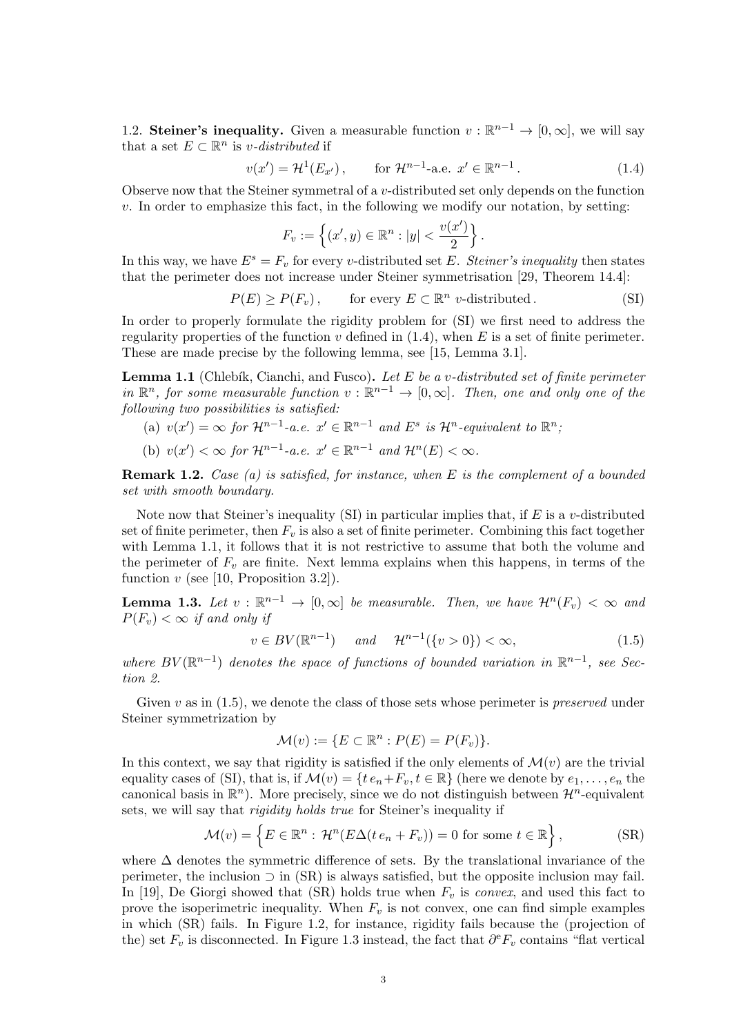1.2. **Steiner's inequality.** Given a measurable function $v : \mathbb{R}^{n-1} \to [0, \infty]$, we will say that a set $E \subset \mathbb{R}^n$ is *v-distributed* if

$$v(x') = \mathcal{H}^1(E_{x'}), \qquad \text{for } \mathcal{H}^{n-1}\text{-a.e. } x' \in \mathbb{R}^{n-1}. \tag{1.4}$$

Observe now that the Steiner symmetral of a $v$-distributed set only depends on the function $v$. In order to emphasize this fact, in the following we modify our notation, by setting:

$$F_v := \left\{ (x', y) \in \mathbb{R}^n : |y| < \frac{v(x')}{2} \right\}.$$

In this way, we have $E^s = F_v$ for every $v$-distributed set $E$. *Steiner's inequality* then states that the perimeter does not increase under Steiner symmetrisation [29, Theorem 14.4]:

$$P(E) \geq P(F_v), \qquad \text{for every } E \subset \mathbb{R}^n \text{ } v\text{-distributed}. \tag{SI}$$

In order to properly formulate the rigidity problem for (SI) we first need to address the regularity properties of the function $v$ defined in (1.4), when $E$ is a set of finite perimeter. These are made precise by the following lemma, see [15, Lemma 3.1].

**Lemma 1.1** (Chlebík, Cianchi, and Fusco)**.** *Let $E$ be a $v$-distributed set of finite perimeter in $\mathbb{R}^n$, for some measurable function $v : \mathbb{R}^{n-1} \to [0, \infty]$. Then, one and only one of the following two possibilities is satisfied:*

(a) *$v(x') = \infty$ for $\mathcal{H}^{n-1}$-a.e. $x' \in \mathbb{R}^{n-1}$ and $E^s$ is $\mathcal{H}^n$-equivalent to $\mathbb{R}^n$;*

(b) *$v(x') < \infty$ for $\mathcal{H}^{n-1}$-a.e. $x' \in \mathbb{R}^{n-1}$ and $\mathcal{H}^n(E) < \infty$.*

**Remark 1.2.** *Case (a) is satisfied, for instance, when $E$ is the complement of a bounded set with smooth boundary.*

Note now that Steiner's inequality (SI) in particular implies that, if $E$ is a $v$-distributed set of finite perimeter, then $F_v$ is also a set of finite perimeter. Combining this fact together with Lemma 1.1, it follows that it is not restrictive to assume that both the volume and the perimeter of $F_v$ are finite. Next lemma explains when this happens, in terms of the function $v$ (see [10, Proposition 3.2]).

**Lemma 1.3.** *Let $v : \mathbb{R}^{n-1} \to [0, \infty]$ be measurable. Then, we have $\mathcal{H}^n(F_v) < \infty$ and $P(F_v) < \infty$ if and only if*

$$v \in BV(\mathbb{R}^{n-1}) \qquad \text{and} \qquad \mathcal{H}^{n-1}(\{v > 0\}) < \infty, \tag{1.5}$$

*where $BV(\mathbb{R}^{n-1})$ denotes the space of functions of bounded variation in $\mathbb{R}^{n-1}$, see Section 2.*

Given $v$ as in (1.5), we denote the class of those sets whose perimeter is *preserved* under Steiner symmetrization by

$$\mathcal{M}(v) := \{E \subset \mathbb{R}^n : P(E) = P(F_v)\}.$$

In this context, we say that rigidity is satisfied if the only elements of $\mathcal{M}(v)$ are the trivial equality cases of (SI), that is, if $\mathcal{M}(v) = \{t\, e_n + F_v, t \in \mathbb{R}\}$ (here we denote by $e_1, \ldots, e_n$ the canonical basis in $\mathbb{R}^n$). More precisely, since we do not distinguish between $\mathcal{H}^n$-equivalent sets, we will say that *rigidity holds true* for Steiner's inequality if

$$\mathcal{M}(v) = \left\{ E \in \mathbb{R}^n : \mathcal{H}^n(E \Delta (t\, e_n + F_v)) = 0 \text{ for some } t \in \mathbb{R} \right\}, \tag{SR}$$

where $\Delta$ denotes the symmetric difference of sets. By the translational invariance of the perimeter, the inclusion $\supset$ in (SR) is always satisfied, but the opposite inclusion may fail. In [19], De Giorgi showed that (SR) holds true when $F_v$ is *convex*, and used this fact to prove the isoperimetric inequality. When $F_v$ is not convex, one can find simple examples in which (SR) fails. In Figure 1.2, for instance, rigidity fails because the (projection of the) set $F_v$ is disconnected. In Figure 1.3 instead, the fact that $\partial^e F_v$ contains "flat vertical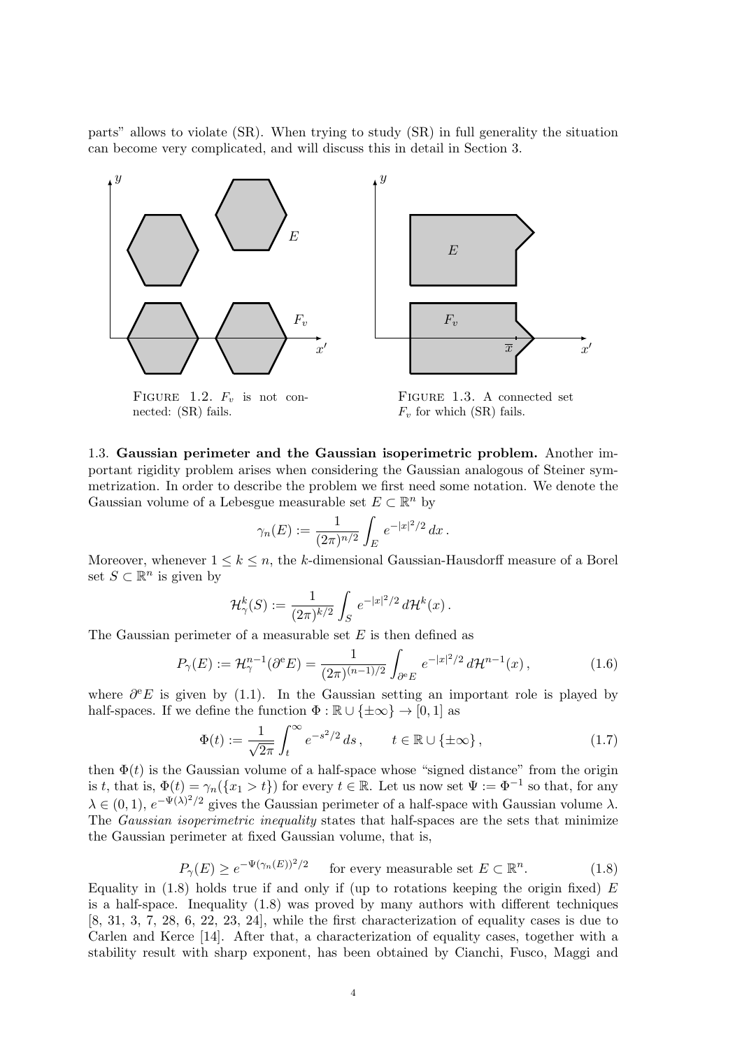parts" allows to violate (SR). When trying to study (SR) in full generality the situation can become very complicated, and will discuss this in detail in Section 3.

FIGURE 1.2. $F_v$ is not connected: (SR) fails.

FIGURE 1.3. A connected set $F_v$ for which (SR) fails.

1.3. **Gaussian perimeter and the Gaussian isoperimetric problem.** Another important rigidity problem arises when considering the Gaussian analogous of Steiner symmetrization. In order to describe the problem we first need some notation. We denote the Gaussian volume of a Lebesgue measurable set $E \subset \mathbb{R}^n$ by

$$\gamma_n(E) := \frac{1}{(2\pi)^{n/2}} \int_E e^{-|x|^2/2}\, dx\,.$$

Moreover, whenever $1 \leq k \leq n$, the $k$-dimensional Gaussian-Hausdorff measure of a Borel set $S \subset \mathbb{R}^n$ is given by

$$\mathcal{H}^k_\gamma(S) := \frac{1}{(2\pi)^{k/2}} \int_S e^{-|x|^2/2}\, d\mathcal{H}^k(x)\,.$$

The Gaussian perimeter of a measurable set $E$ is then defined as

$$P_\gamma(E) := \mathcal{H}^{n-1}_\gamma(\partial^{\mathrm{e}} E) = \frac{1}{(2\pi)^{(n-1)/2}} \int_{\partial^{\mathrm{e}} E} e^{-|x|^2/2}\, d\mathcal{H}^{n-1}(x)\,, \tag{1.6}$$

where $\partial^{\mathrm{e}} E$ is given by (1.1). In the Gaussian setting an important role is played by half-spaces. If we define the function $\Phi : \mathbb{R} \cup \{\pm\infty\} \to [0,1]$ as

$$\Phi(t) := \frac{1}{\sqrt{2\pi}} \int_t^\infty e^{-s^2/2}\, ds\,, \qquad t \in \mathbb{R} \cup \{\pm\infty\}\,, \tag{1.7}$$

then $\Phi(t)$ is the Gaussian volume of a half-space whose "signed distance" from the origin is $t$, that is, $\Phi(t) = \gamma_n(\{x_1 > t\})$ for every $t \in \mathbb{R}$. Let us now set $\Psi := \Phi^{-1}$ so that, for any $\lambda \in (0,1)$, $e^{-\Psi(\lambda)^2/2}$ gives the Gaussian perimeter of a half-space with Gaussian volume $\lambda$. The *Gaussian isoperimetric inequality* states that half-spaces are the sets that minimize the Gaussian perimeter at fixed Gaussian volume, that is,

$$P_\gamma(E) \geq e^{-\Psi(\gamma_n(E))^2/2} \qquad \text{for every measurable set } E \subset \mathbb{R}^n. \tag{1.8}$$

Equality in (1.8) holds true if and only if (up to rotations keeping the origin fixed) $E$ is a half-space. Inequality (1.8) was proved by many authors with different techniques [8, 31, 3, 7, 28, 6, 22, 23, 24], while the first characterization of equality cases is due to Carlen and Kerce [14]. After that, a characterization of equality cases, together with a stability result with sharp exponent, has been obtained by Cianchi, Fusco, Maggi and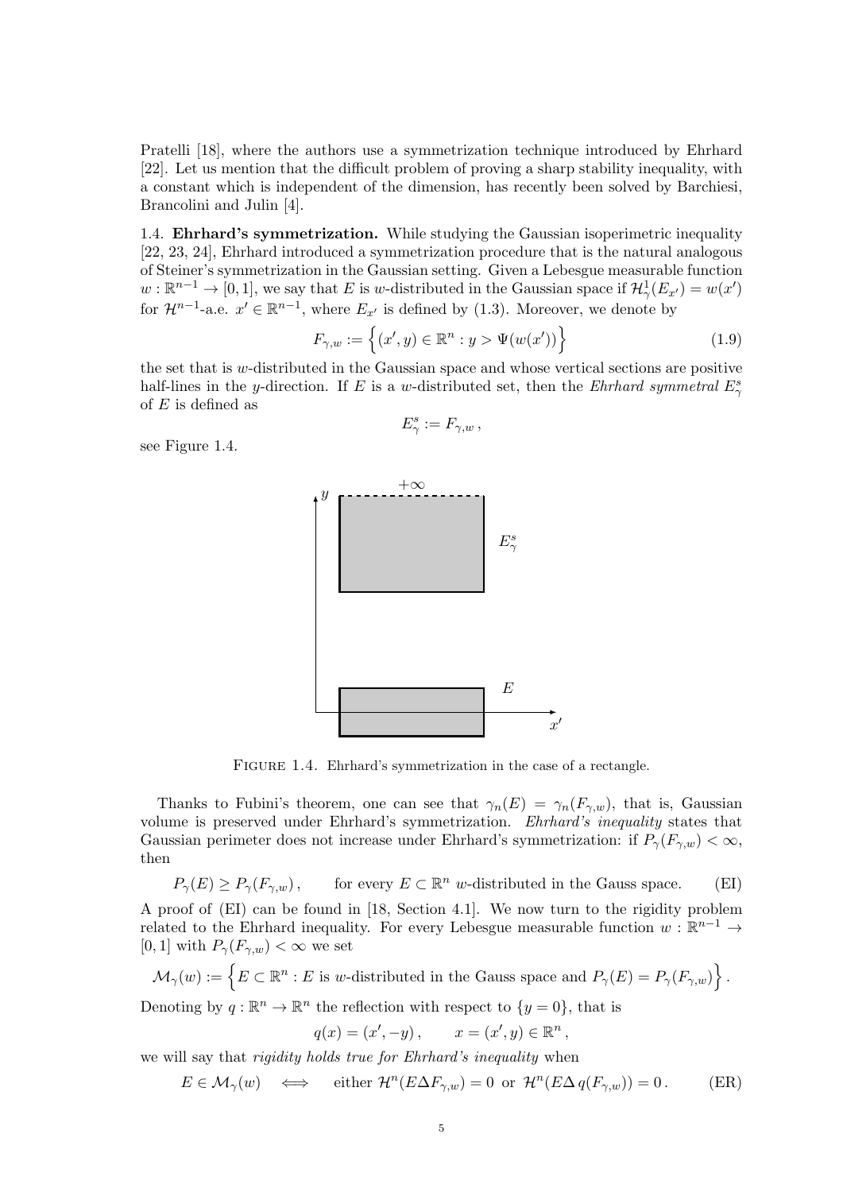Pratelli [18], where the authors use a symmetrization technique introduced by Ehrhard [22]. Let us mention that the difficult problem of proving a sharp stability inequality, with a constant which is independent of the dimension, has recently been solved by Barchiesi, Brancolini and Julin [4].

1.4. **Ehrhard's symmetrization.** While studying the Gaussian isoperimetric inequality [22, 23, 24], Ehrhard introduced a symmetrization procedure that is the natural analogous of Steiner's symmetrization in the Gaussian setting. Given a Lebesgue measurable function $w : \mathbb{R}^{n-1} \to [0,1]$, we say that $E$ is $w$-distributed in the Gaussian space if $\mathcal{H}^1_\gamma(E_{x'}) = w(x')$ for $\mathcal{H}^{n-1}$-a.e. $x' \in \mathbb{R}^{n-1}$, where $E_{x'}$ is defined by (1.3). Moreover, we denote by

$$F_{\gamma,w} := \Big\{ (x',y) \in \mathbb{R}^n : y > \Psi(w(x')) \Big\} \tag{1.9}$$

the set that is $w$-distributed in the Gaussian space and whose vertical sections are positive half-lines in the $y$-direction. If $E$ is a $w$-distributed set, then the *Ehrhard symmetral* $E^s_\gamma$ of $E$ is defined as

$$E^s_\gamma := F_{\gamma,w}\,,$$

see Figure 1.4.

FIGURE 1.4. Ehrhard's symmetrization in the case of a rectangle.

Thanks to Fubini's theorem, one can see that $\gamma_n(E) = \gamma_n(F_{\gamma,w})$, that is, Gaussian volume is preserved under Ehrhard's symmetrization. *Ehrhard's inequality* states that Gaussian perimeter does not increase under Ehrhard's symmetrization: if $P_\gamma(F_{\gamma,w}) < \infty$, then

$$P_\gamma(E) \geq P_\gamma(F_{\gamma,w})\,, \qquad \text{for every } E \subset \mathbb{R}^n \text{ } w\text{-distributed in the Gauss space.} \tag{EI}$$

A proof of (EI) can be found in [18, Section 4.1]. We now turn to the rigidity problem related to the Ehrhard inequality. For every Lebesgue measurable function $w : \mathbb{R}^{n-1} \to [0,1]$ with $P_\gamma(F_{\gamma,w}) < \infty$ we set

$$\mathcal{M}_\gamma(w) := \Big\{ E \subset \mathbb{R}^n : E \text{ is } w\text{-distributed in the Gauss space and } P_\gamma(E) = P_\gamma(F_{\gamma,w}) \Big\}\,.$$

Denoting by $q : \mathbb{R}^n \to \mathbb{R}^n$ the reflection with respect to $\{y = 0\}$, that is

$$q(x) = (x', -y)\,, \qquad x = (x',y) \in \mathbb{R}^n\,,$$

we will say that *rigidity holds true for Ehrhard's inequality* when

$$E \in \mathcal{M}_\gamma(w) \quad \Longleftrightarrow \quad \text{either } \mathcal{H}^n(E \Delta F_{\gamma,w}) = 0 \text{ or } \mathcal{H}^n(E \Delta\, q(F_{\gamma,w})) = 0\,. \tag{ER}$$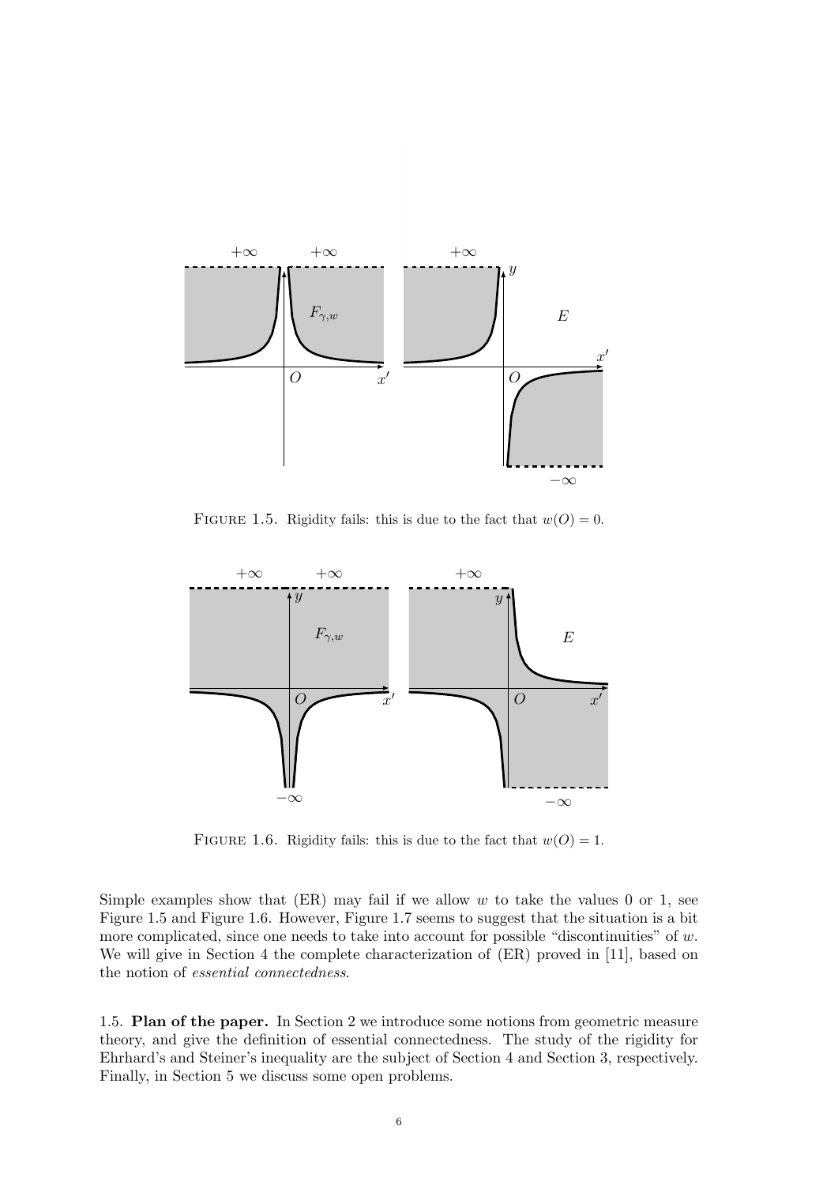FIGURE 1.5. Rigidity fails: this is due to the fact that $w(O) = 0$.

FIGURE 1.6. Rigidity fails: this is due to the fact that $w(O) = 1$.

Simple examples show that (ER) may fail if we allow $w$ to take the values 0 or 1, see Figure 1.5 and Figure 1.6. However, Figure 1.7 seems to suggest that the situation is a bit more complicated, since one needs to take into account for possible "discontinuities" of $w$. We will give in Section 4 the complete characterization of (ER) proved in [11], based on the notion of *essential connectedness*.

1.5. **Plan of the paper.** In Section 2 we introduce some notions from geometric measure theory, and give the definition of essential connectedness. The study of the rigidity for Ehrhard's and Steiner's inequality are the subject of Section 4 and Section 3, respectively. Finally, in Section 5 we discuss some open problems.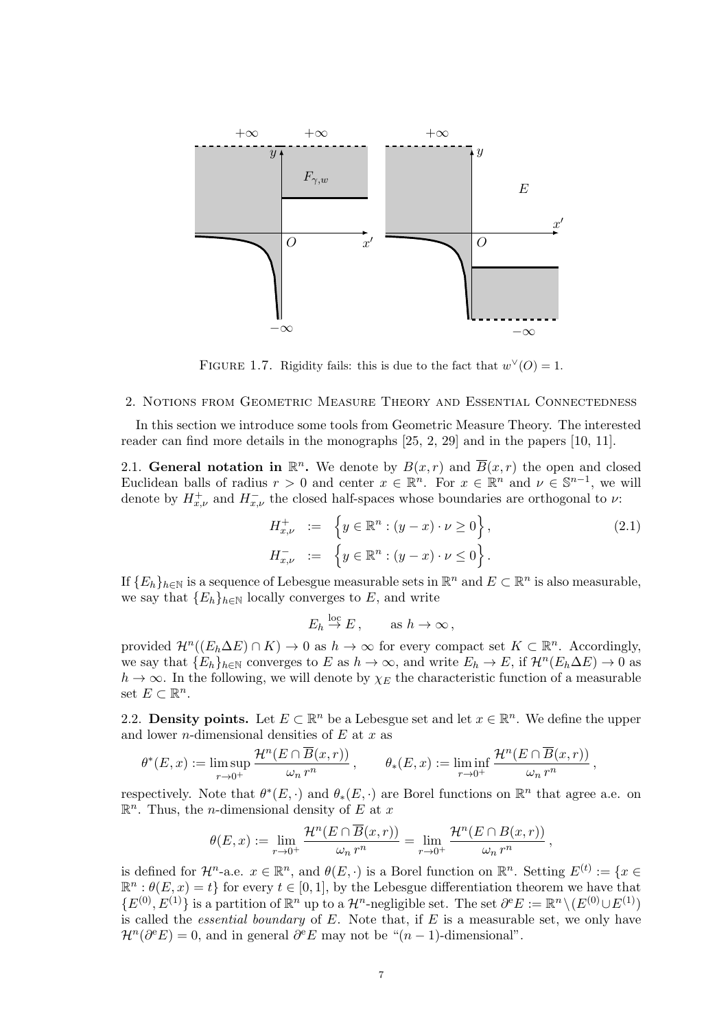FIGURE 1.7. Rigidity fails: this is due to the fact that $w^\vee(O) = 1$.

## 2. Notions from Geometric Measure Theory and Essential Connectedness

In this section we introduce some tools from Geometric Measure Theory. The interested reader can find more details in the monographs [25, 2, 29] and in the papers [10, 11].

### 2.1. General notation in $\mathbb{R}^n$.

We denote by $B(x,r)$ and $\overline{B}(x,r)$ the open and closed Euclidean balls of radius $r > 0$ and center $x \in \mathbb{R}^n$. For $x \in \mathbb{R}^n$ and $\nu \in \mathbb{S}^{n-1}$, we will denote by $H^+_{x,\nu}$ and $H^-_{x,\nu}$ the closed half-spaces whose boundaries are orthogonal to $\nu$:

$$
\begin{aligned}
H^+_{x,\nu} &:= \Big\{ y \in \mathbb{R}^n : (y-x)\cdot\nu \geq 0 \Big\}, \\
H^-_{x,\nu} &:= \Big\{ y \in \mathbb{R}^n : (y-x)\cdot\nu \leq 0 \Big\}.
\end{aligned}
\tag{2.1}
$$

If $\{E_h\}_{h\in\mathbb{N}}$ is a sequence of Lebesgue measurable sets in $\mathbb{R}^n$ and $E \subset \mathbb{R}^n$ is also measurable, we say that $\{E_h\}_{h\in\mathbb{N}}$ locally converges to $E$, and write

$$
E_h \overset{\text{loc}}{\to} E, \qquad \text{as } h \to \infty,
$$

provided $\mathcal{H}^n((E_h \Delta E) \cap K) \to 0$ as $h \to \infty$ for every compact set $K \subset \mathbb{R}^n$. Accordingly, we say that $\{E_h\}_{h\in\mathbb{N}}$ converges to $E$ as $h \to \infty$, and write $E_h \to E$, if $\mathcal{H}^n(E_h \Delta E) \to 0$ as $h \to \infty$. In the following, we will denote by $\chi_E$ the characteristic function of a measurable set $E \subset \mathbb{R}^n$.

### 2.2. Density points.

Let $E \subset \mathbb{R}^n$ be a Lebesgue set and let $x \in \mathbb{R}^n$. We define the upper and lower $n$-dimensional densities of $E$ at $x$ as

$$
\theta^*(E,x) := \limsup_{r\to 0^+} \frac{\mathcal{H}^n(E \cap \overline{B}(x,r))}{\omega_n\, r^n}, \qquad \theta_*(E,x) := \liminf_{r\to 0^+} \frac{\mathcal{H}^n(E \cap \overline{B}(x,r))}{\omega_n\, r^n},
$$

respectively. Note that $\theta^*(E,\cdot)$ and $\theta_*(E,\cdot)$ are Borel functions on $\mathbb{R}^n$ that agree a.e. on $\mathbb{R}^n$. Thus, the $n$-dimensional density of $E$ at $x$

$$
\theta(E,x) := \lim_{r\to 0^+} \frac{\mathcal{H}^n(E \cap \overline{B}(x,r))}{\omega_n\, r^n} = \lim_{r\to 0^+} \frac{\mathcal{H}^n(E \cap B(x,r))}{\omega_n\, r^n},
$$

is defined for $\mathcal{H}^n$-a.e. $x \in \mathbb{R}^n$, and $\theta(E,\cdot)$ is a Borel function on $\mathbb{R}^n$. Setting $E^{(t)} := \{x \in \mathbb{R}^n : \theta(E,x) = t\}$ for every $t \in [0,1]$, by the Lebesgue differentiation theorem we have that $\{E^{(0)}, E^{(1)}\}$ is a partition of $\mathbb{R}^n$ up to a $\mathcal{H}^n$-negligible set. The set $\partial^{\mathrm{e}} E := \mathbb{R}^n \setminus (E^{(0)} \cup E^{(1)})$ is called the *essential boundary* of $E$. Note that, if $E$ is a measurable set, we only have $\mathcal{H}^n(\partial^{\mathrm{e}} E) = 0$, and in general $\partial^{\mathrm{e}} E$ may not be "$(n-1)$-dimensional".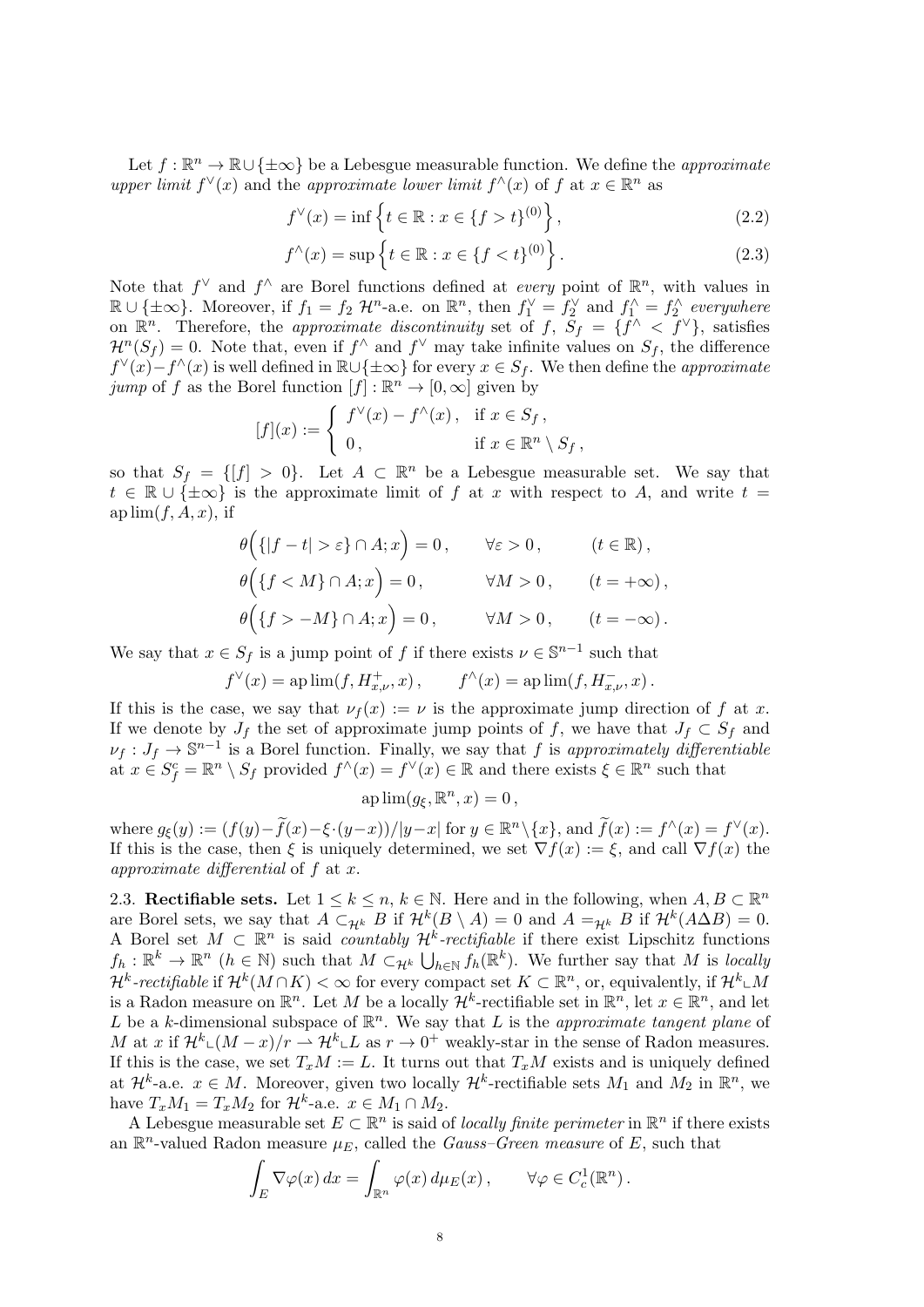Let $f : \mathbb{R}^n \to \mathbb{R} \cup \{\pm\infty\}$ be a Lebesgue measurable function. We define the *approximate upper limit* $f^\vee(x)$ and the *approximate lower limit* $f^\wedge(x)$ of $f$ at $x \in \mathbb{R}^n$ as

$$f^\vee(x) = \inf\Big\{t \in \mathbb{R} : x \in \{f > t\}^{(0)}\Big\}, \tag{2.2}$$

$$f^\wedge(x) = \sup\Big\{t \in \mathbb{R} : x \in \{f < t\}^{(0)}\Big\}. \tag{2.3}$$

Note that $f^\vee$ and $f^\wedge$ are Borel functions defined at *every* point of $\mathbb{R}^n$, with values in $\mathbb{R} \cup \{\pm\infty\}$. Moreover, if $f_1 = f_2$ $\mathcal{H}^n$-a.e. on $\mathbb{R}^n$, then $f_1^\vee = f_2^\vee$ and $f_1^\wedge = f_2^\wedge$ *everywhere* on $\mathbb{R}^n$. Therefore, the *approximate discontinuity* set of $f$, $S_f = \{f^\wedge < f^\vee\}$, satisfies $\mathcal{H}^n(S_f) = 0$. Note that, even if $f^\wedge$ and $f^\vee$ may take infinite values on $S_f$, the difference $f^\vee(x) - f^\wedge(x)$ is well defined in $\mathbb{R} \cup \{\pm\infty\}$ for every $x \in S_f$. We then define the *approximate jump* of $f$ as the Borel function $[f] : \mathbb{R}^n \to [0, \infty]$ given by

$$[f](x) := \begin{cases} f^\vee(x) - f^\wedge(x), & \text{if } x \in S_f, \\ 0, & \text{if } x \in \mathbb{R}^n \setminus S_f, \end{cases}$$

so that $S_f = \{[f] > 0\}$. Let $A \subset \mathbb{R}^n$ be a Lebesgue measurable set. We say that $t \in \mathbb{R} \cup \{\pm\infty\}$ is the approximate limit of $f$ at $x$ with respect to $A$, and write $t = \mathrm{ap}\lim(f, A, x)$, if

$$\theta\Big(\{|f - t| > \varepsilon\} \cap A; x\Big) = 0, \qquad \forall \varepsilon > 0, \qquad (t \in \mathbb{R}),$$

$$\theta\Big(\{f < M\} \cap A; x\Big) = 0, \qquad \forall M > 0, \qquad (t = +\infty),$$

$$\theta\Big(\{f > -M\} \cap A; x\Big) = 0, \qquad \forall M > 0, \qquad (t = -\infty).$$

We say that $x \in S_f$ is a jump point of $f$ if there exists $\nu \in \mathbb{S}^{n-1}$ such that

$$f^\vee(x) = \mathrm{ap}\lim(f, H^+_{x,\nu}, x), \qquad f^\wedge(x) = \mathrm{ap}\lim(f, H^-_{x,\nu}, x).$$

If this is the case, we say that $\nu_f(x) := \nu$ is the approximate jump direction of $f$ at $x$. If we denote by $J_f$ the set of approximate jump points of $f$, we have that $J_f \subset S_f$ and $\nu_f : J_f \to \mathbb{S}^{n-1}$ is a Borel function. Finally, we say that $f$ is *approximately differentiable* at $x \in S_f^c = \mathbb{R}^n \setminus S_f$ provided $f^\wedge(x) = f^\vee(x) \in \mathbb{R}$ and there exists $\xi \in \mathbb{R}^n$ such that

$$\mathrm{ap}\lim(g_\xi, \mathbb{R}^n, x) = 0,$$

where $g_\xi(y) := (f(y) - \widetilde{f}(x) - \xi \cdot (y - x))/|y - x|$ for $y \in \mathbb{R}^n \setminus \{x\}$, and $\widetilde{f}(x) := f^\wedge(x) = f^\vee(x)$. If this is the case, then $\xi$ is uniquely determined, we set $\nabla f(x) := \xi$, and call $\nabla f(x)$ the *approximate differential* of $f$ at $x$.

## 2.3. Rectifiable sets.

Let $1 \le k \le n$, $k \in \mathbb{N}$. Here and in the following, when $A, B \subset \mathbb{R}^n$ are Borel sets, we say that $A \subset_{\mathcal{H}^k} B$ if $\mathcal{H}^k(B \setminus A) = 0$ and $A =_{\mathcal{H}^k} B$ if $\mathcal{H}^k(A \Delta B) = 0$. A Borel set $M \subset \mathbb{R}^n$ is said *countably $\mathcal{H}^k$-rectifiable* if there exist Lipschitz functions $f_h : \mathbb{R}^k \to \mathbb{R}^n$ ($h \in \mathbb{N}$) such that $M \subset_{\mathcal{H}^k} \bigcup_{h \in \mathbb{N}} f_h(\mathbb{R}^k)$. We further say that $M$ is *locally $\mathcal{H}^k$-rectifiable* if $\mathcal{H}^k(M \cap K) < \infty$ for every compact set $K \subset \mathbb{R}^n$, or, equivalently, if $\mathcal{H}^k \llcorner M$ is a Radon measure on $\mathbb{R}^n$. Let $M$ be a locally $\mathcal{H}^k$-rectifiable set in $\mathbb{R}^n$, let $x \in \mathbb{R}^n$, and let $L$ be a $k$-dimensional subspace of $\mathbb{R}^n$. We say that $L$ is the *approximate tangent plane* of $M$ at $x$ if $\mathcal{H}^k \llcorner (M - x)/r \rightharpoonup \mathcal{H}^k \llcorner L$ as $r \to 0^+$ weakly-star in the sense of Radon measures. If this is the case, we set $T_x M := L$. It turns out that $T_x M$ exists and is uniquely defined at $\mathcal{H}^k$-a.e. $x \in M$. Moreover, given two locally $\mathcal{H}^k$-rectifiable sets $M_1$ and $M_2$ in $\mathbb{R}^n$, we have $T_x M_1 = T_x M_2$ for $\mathcal{H}^k$-a.e. $x \in M_1 \cap M_2$.

A Lebesgue measurable set $E \subset \mathbb{R}^n$ is said of *locally finite perimeter* in $\mathbb{R}^n$ if there exists an $\mathbb{R}^n$-valued Radon measure $\mu_E$, called the *Gauss–Green measure* of $E$, such that

$$\int_E \nabla\varphi(x)\, dx = \int_{\mathbb{R}^n} \varphi(x)\, d\mu_E(x), \qquad \forall \varphi \in C^1_c(\mathbb{R}^n).$$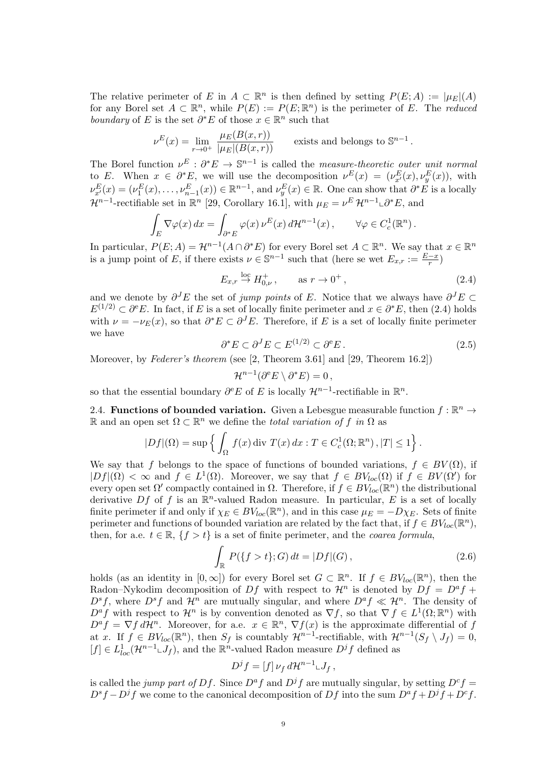The relative perimeter of $E$ in $A \subset \mathbb{R}^n$ is then defined by setting $P(E;A) := |\mu_E|(A)$ for any Borel set $A \subset \mathbb{R}^n$, while $P(E) := P(E;\mathbb{R}^n)$ is the perimeter of $E$. The *reduced boundary* of $E$ is the set $\partial^* E$ of those $x \in \mathbb{R}^n$ such that

$$\nu^E(x) = \lim_{r \to 0^+} \frac{\mu_E(B(x,r))}{|\mu_E|(B(x,r))} \qquad \text{exists and belongs to } \mathbb{S}^{n-1}.$$

The Borel function $\nu^E : \partial^* E \to \mathbb{S}^{n-1}$ is called the *measure-theoretic outer unit normal* to $E$. When $x \in \partial^* E$, we will use the decomposition $\nu^E(x) = (\nu^E_{x'}(x), \nu^E_y(x))$, with $\nu^E_{x'}(x) = (\nu^E_1(x), \dots, \nu^E_{n-1}(x)) \in \mathbb{R}^{n-1}$, and $\nu^E_y(x) \in \mathbb{R}$. One can show that $\partial^* E$ is a locally $\mathcal{H}^{n-1}$-rectifiable set in $\mathbb{R}^n$ [29, Corollary 16.1], with $\mu_E = \nu^E \, \mathcal{H}^{n-1} \llcorner \partial^* E$, and

$$\int_E \nabla \varphi(x)\, dx = \int_{\partial^* E} \varphi(x)\, \nu^E(x)\, d\mathcal{H}^{n-1}(x), \qquad \forall \varphi \in C^1_c(\mathbb{R}^n).$$

In particular, $P(E;A) = \mathcal{H}^{n-1}(A \cap \partial^* E)$ for every Borel set $A \subset \mathbb{R}^n$. We say that $x \in \mathbb{R}^n$ is a jump point of $E$, if there exists $\nu \in \mathbb{S}^{n-1}$ such that (here se wet $E_{x,r} := \frac{E-x}{r}$)

$$E_{x,r} \overset{\text{loc}}{\to} H^+_{0,\nu}, \qquad \text{as } r \to 0^+, \tag{2.4}$$

and we denote by $\partial^J E$ the set of *jump points* of $E$. Notice that we always have $\partial^J E \subset E^{(1/2)} \subset \partial^{\mathrm{e}} E$. In fact, if $E$ is a set of locally finite perimeter and $x \in \partial^* E$, then (2.4) holds with $\nu = -\nu_E(x)$, so that $\partial^* E \subset \partial^J E$. Therefore, if $E$ is a set of locally finite perimeter we have

$$\partial^* E \subset \partial^J E \subset E^{(1/2)} \subset \partial^{\mathrm{e}} E. \tag{2.5}$$

Moreover, by *Federer's theorem* (see [2, Theorem 3.61] and [29, Theorem 16.2])

$$\mathcal{H}^{n-1}(\partial^{\mathrm{e}} E \setminus \partial^* E) = 0,$$

so that the essential boundary $\partial^{\mathrm{e}} E$ of $E$ is locally $\mathcal{H}^{n-1}$-rectifiable in $\mathbb{R}^n$.

2.4. **Functions of bounded variation.** Given a Lebesgue measurable function $f : \mathbb{R}^n \to \mathbb{R}$ and an open set $\Omega \subset \mathbb{R}^n$ we define the *total variation of $f$ in $\Omega$* as

$$|Df|(\Omega) = \sup \Big\{ \int_\Omega f(x)\, \mathrm{div}\, T(x)\, dx : T \in C^1_c(\Omega;\mathbb{R}^n),\, |T| \le 1 \Big\}.$$

We say that $f$ belongs to the space of functions of bounded variations, $f \in BV(\Omega)$, if $|Df|(\Omega) < \infty$ and $f \in L^1(\Omega)$. Moreover, we say that $f \in BV_{loc}(\Omega)$ if $f \in BV(\Omega')$ for every open set $\Omega'$ compactly contained in $\Omega$. Therefore, if $f \in BV_{loc}(\mathbb{R}^n)$ the distributional derivative $Df$ of $f$ is an $\mathbb{R}^n$-valued Radon measure. In particular, $E$ is a set of locally finite perimeter if and only if $\chi_E \in BV_{loc}(\mathbb{R}^n)$, and in this case $\mu_E = -D\chi_E$. Sets of finite perimeter and functions of bounded variation are related by the fact that, if $f \in BV_{loc}(\mathbb{R}^n)$, then, for a.e. $t \in \mathbb{R}$, $\{f > t\}$ is a set of finite perimeter, and the *coarea formula*,

$$\int_{\mathbb{R}} P(\{f > t\}; G)\, dt = |Df|(G), \tag{2.6}$$

holds (as an identity in $[0,\infty]$) for every Borel set $G \subset \mathbb{R}^n$. If $f \in BV_{loc}(\mathbb{R}^n)$, then the Radon–Nykodim decomposition of $Df$ with respect to $\mathcal{H}^n$ is denoted by $Df = D^a f + D^s f$, where $D^s f$ and $\mathcal{H}^n$ are mutually singular, and where $D^a f \ll \mathcal{H}^n$. The density of $D^a f$ with respect to $\mathcal{H}^n$ is by convention denoted as $\nabla f$, so that $\nabla f \in L^1(\Omega;\mathbb{R}^n)$ with $D^a f = \nabla f \, d\mathcal{H}^n$. Moreover, for a.e. $x \in \mathbb{R}^n$, $\nabla f(x)$ is the approximate differential of $f$ at $x$. If $f \in BV_{loc}(\mathbb{R}^n)$, then $S_f$ is countably $\mathcal{H}^{n-1}$-rectifiable, with $\mathcal{H}^{n-1}(S_f \setminus J_f) = 0$, $[f] \in L^1_{loc}(\mathcal{H}^{n-1} \llcorner J_f)$, and the $\mathbb{R}^n$-valued Radon measure $D^j f$ defined as

$$D^j f = [f]\, \nu_f \, d\mathcal{H}^{n-1} \llcorner J_f,$$

is called the *jump part of $Df$*. Since $D^a f$ and $D^j f$ are mutually singular, by setting $D^c f = D^s f - D^j f$ we come to the canonical decomposition of $Df$ into the sum $D^a f + D^j f + D^c f$.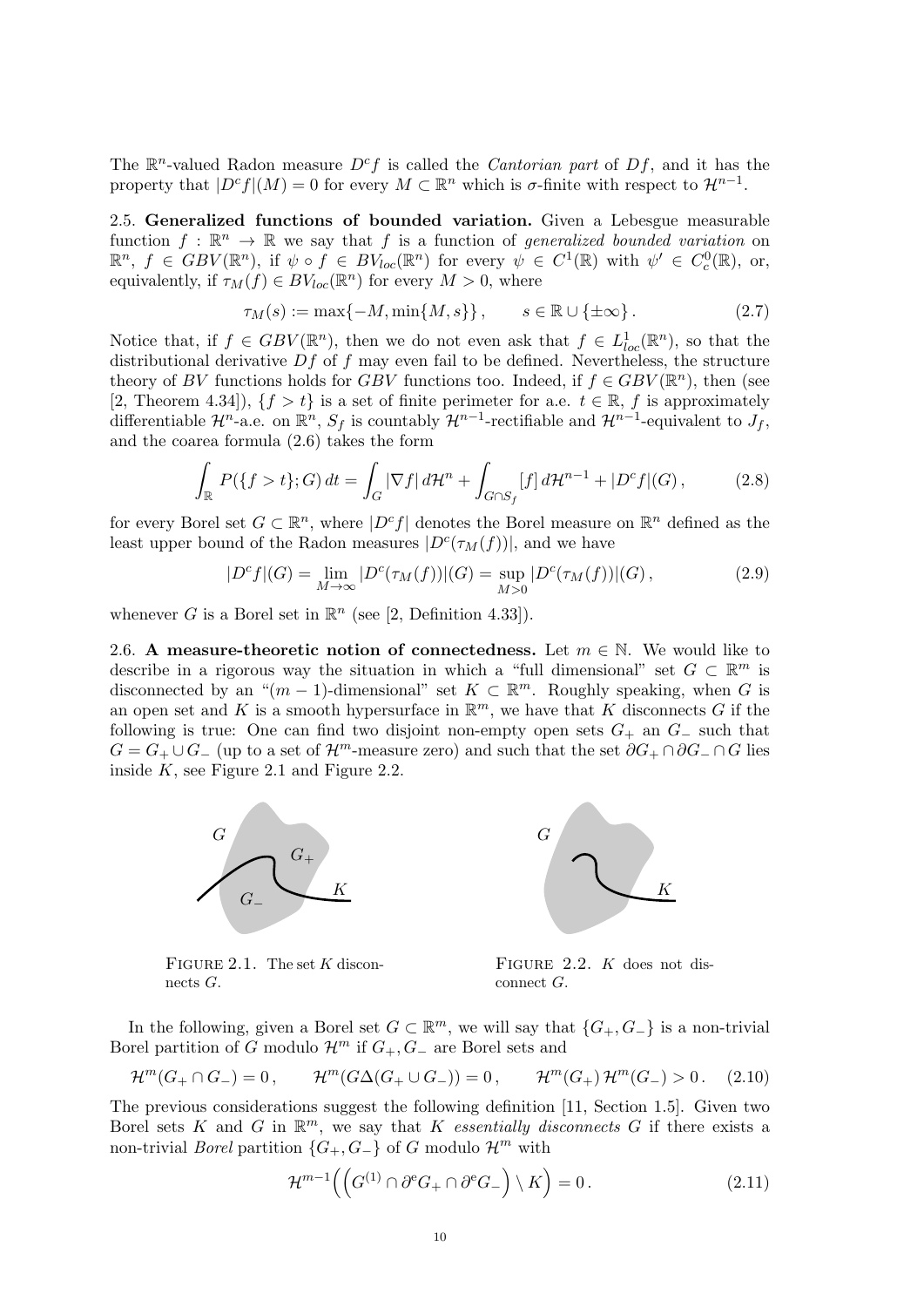The $\mathbb{R}^n$-valued Radon measure $D^c f$ is called the *Cantorian part* of $Df$, and it has the property that $|D^c f|(M) = 0$ for every $M \subset \mathbb{R}^n$ which is $\sigma$-finite with respect to $\mathcal{H}^{n-1}$.

2.5. **Generalized functions of bounded variation.** Given a Lebesgue measurable function $f : \mathbb{R}^n \to \mathbb{R}$ we say that $f$ is a function of *generalized bounded variation* on $\mathbb{R}^n$, $f \in GBV(\mathbb{R}^n)$, if $\psi \circ f \in BV_{loc}(\mathbb{R}^n)$ for every $\psi \in C^1(\mathbb{R})$ with $\psi' \in C^0_c(\mathbb{R})$, or, equivalently, if $\tau_M(f) \in BV_{loc}(\mathbb{R}^n)$ for every $M > 0$, where

$$\tau_M(s) := \max\{-M, \min\{M, s\}\}\,, \qquad s \in \mathbb{R} \cup \{\pm\infty\}\,. \tag{2.7}$$

Notice that, if $f \in GBV(\mathbb{R}^n)$, then we do not even ask that $f \in L^1_{loc}(\mathbb{R}^n)$, so that the distributional derivative $Df$ of $f$ may even fail to be defined. Nevertheless, the structure theory of $BV$ functions holds for $GBV$ functions too. Indeed, if $f \in GBV(\mathbb{R}^n)$, then (see [2, Theorem 4.34]), $\{f > t\}$ is a set of finite perimeter for a.e. $t \in \mathbb{R}$, $f$ is approximately differentiable $\mathcal{H}^n$-a.e. on $\mathbb{R}^n$, $S_f$ is countably $\mathcal{H}^{n-1}$-rectifiable and $\mathcal{H}^{n-1}$-equivalent to $J_f$, and the coarea formula (2.6) takes the form

$$\int_{\mathbb{R}} P(\{f > t\}; G)\,dt = \int_G |\nabla f|\,d\mathcal{H}^n + \int_{G \cap S_f} [f]\,d\mathcal{H}^{n-1} + |D^c f|(G)\,, \tag{2.8}$$

for every Borel set $G \subset \mathbb{R}^n$, where $|D^c f|$ denotes the Borel measure on $\mathbb{R}^n$ defined as the least upper bound of the Radon measures $|D^c(\tau_M(f))|$, and we have

$$|D^c f|(G) = \lim_{M \to \infty} |D^c(\tau_M(f))|(G) = \sup_{M > 0} |D^c(\tau_M(f))|(G)\,, \tag{2.9}$$

whenever $G$ is a Borel set in $\mathbb{R}^n$ (see [2, Definition 4.33]).

2.6. **A measure-theoretic notion of connectedness.** Let $m \in \mathbb{N}$. We would like to describe in a rigorous way the situation in which a "full dimensional" set $G \subset \mathbb{R}^m$ is disconnected by an "$(m-1)$-dimensional" set $K \subset \mathbb{R}^m$. Roughly speaking, when $G$ is an open set and $K$ is a smooth hypersurface in $\mathbb{R}^m$, we have that $K$ disconnects $G$ if the following is true: One can find two disjoint non-empty open sets $G_+$ an $G_-$ such that $G = G_+ \cup G_-$ (up to a set of $\mathcal{H}^m$-measure zero) and such that the set $\partial G_+ \cap \partial G_- \cap G$ lies inside $K$, see Figure 2.1 and Figure 2.2.

Figure 2.1. The set $K$ disconnects $G$.

Figure 2.2. $K$ does not disconnect $G$.

In the following, given a Borel set $G \subset \mathbb{R}^m$, we will say that $\{G_+, G_-\}$ is a non-trivial Borel partition of $G$ modulo $\mathcal{H}^m$ if $G_+, G_-$ are Borel sets and

$$\mathcal{H}^m(G_+ \cap G_-) = 0\,, \qquad \mathcal{H}^m(G \Delta (G_+ \cup G_-)) = 0\,, \qquad \mathcal{H}^m(G_+)\,\mathcal{H}^m(G_-) > 0\,. \tag{2.10}$$

The previous considerations suggest the following definition [11, Section 1.5]. Given two Borel sets $K$ and $G$ in $\mathbb{R}^m$, we say that $K$ *essentially disconnects* $G$ if there exists a non-trivial *Borel* partition $\{G_+, G_-\}$ of $G$ modulo $\mathcal{H}^m$ with

$$\mathcal{H}^{m-1}\Big(\Big(G^{(1)} \cap \partial^{\rm e} G_+ \cap \partial^{\rm e} G_-\Big) \setminus K\Big) = 0\,. \tag{2.11}$$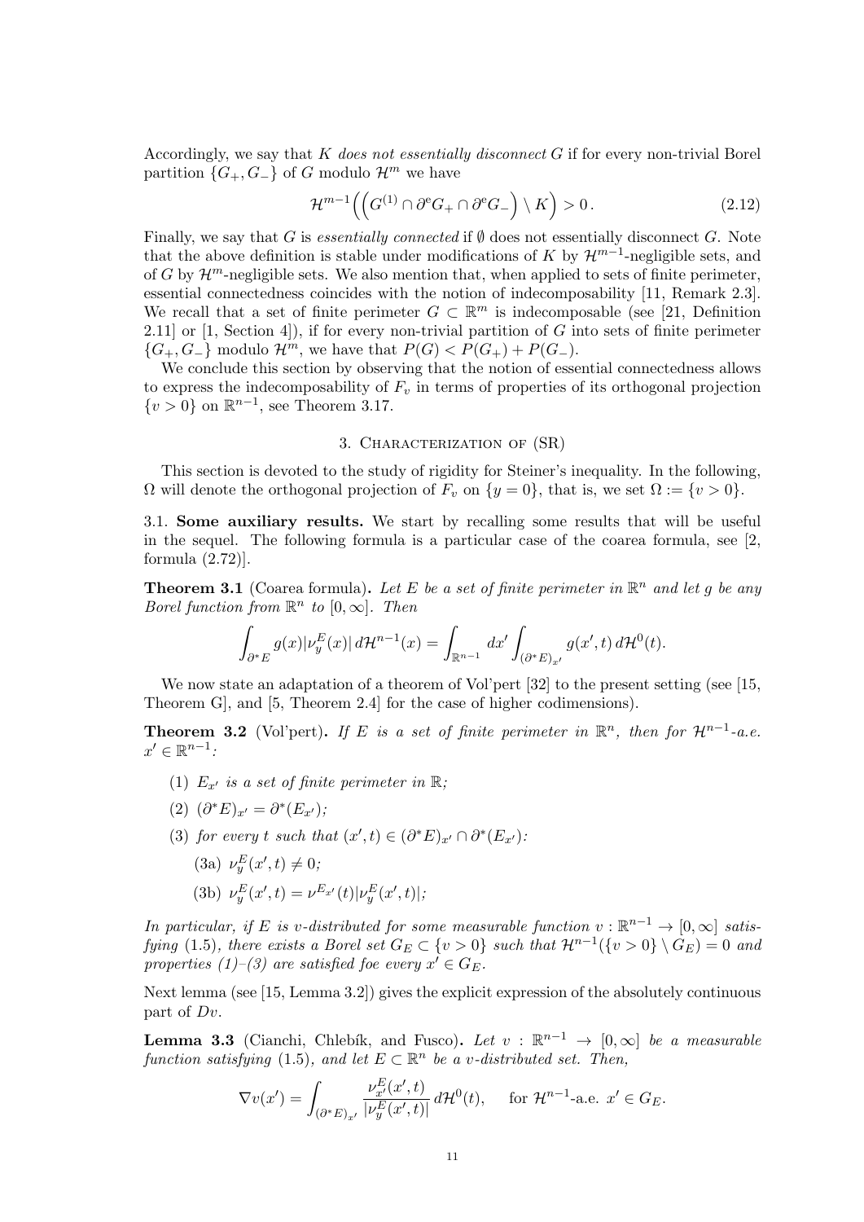Accordingly, we say that $K$ *does not essentially disconnect* $G$ if for every non-trivial Borel partition $\{G_+, G_-\}$ of $G$ modulo $\mathcal{H}^m$ we have

$$\mathcal{H}^{m-1}\Big(\Big(G^{(1)} \cap \partial^{\mathrm{e}} G_+ \cap \partial^{\mathrm{e}} G_-\Big) \setminus K\Big) > 0\,. \tag{2.12}$$

Finally, we say that $G$ is *essentially connected* if $\emptyset$ does not essentially disconnect $G$. Note that the above definition is stable under modifications of $K$ by $\mathcal{H}^{m-1}$-negligible sets, and of $G$ by $\mathcal{H}^m$-negligible sets. We also mention that, when applied to sets of finite perimeter, essential connectedness coincides with the notion of indecomposability [11, Remark 2.3]. We recall that a set of finite perimeter $G \subset \mathbb{R}^m$ is indecomposable (see [21, Definition 2.11] or [1, Section 4]), if for every non-trivial partition of $G$ into sets of finite perimeter $\{G_+, G_-\}$ modulo $\mathcal{H}^m$, we have that $P(G) < P(G_+) + P(G_-)$.

We conclude this section by observing that the notion of essential connectedness allows to express the indecomposability of $F_v$ in terms of properties of its orthogonal projection $\{v > 0\}$ on $\mathbb{R}^{n-1}$, see Theorem 3.17.

## 3. Characterization of (SR)

This section is devoted to the study of rigidity for Steiner's inequality. In the following, $\Omega$ will denote the orthogonal projection of $F_v$ on $\{y = 0\}$, that is, we set $\Omega := \{v > 0\}$.

### 3.1. Some auxiliary results.

We start by recalling some results that will be useful in the sequel. The following formula is a particular case of the coarea formula, see [2, formula (2.72)].

**Theorem 3.1** (Coarea formula)**.** *Let $E$ be a set of finite perimeter in $\mathbb{R}^n$ and let $g$ be any Borel function from $\mathbb{R}^n$ to $[0, \infty]$. Then*

$$\int_{\partial^* E} g(x) |\nu_y^E(x)|\, d\mathcal{H}^{n-1}(x) = \int_{\mathbb{R}^{n-1}} dx' \int_{(\partial^* E)_{x'}} g(x', t)\, d\mathcal{H}^0(t).$$

We now state an adaptation of a theorem of Vol'pert [32] to the present setting (see [15, Theorem G], and [5, Theorem 2.4] for the case of higher codimensions).

**Theorem 3.2** (Vol'pert)**.** *If $E$ is a set of finite perimeter in $\mathbb{R}^n$, then for $\mathcal{H}^{n-1}$-a.e. $x' \in \mathbb{R}^{n-1}$:*

1. *$E_{x'}$ is a set of finite perimeter in $\mathbb{R}$;*
2. *$(\partial^* E)_{x'} = \partial^*(E_{x'})$;*
3. *for every $t$ such that $(x', t) \in (\partial^* E)_{x'} \cap \partial^*(E_{x'})$:*
   - (3a) *$\nu_y^E(x', t) \neq 0$;*
   - (3b) *$\nu_y^E(x', t) = \nu^{E_{x'}}(t) |\nu_y^E(x', t)|$;*

*In particular, if $E$ is $v$-distributed for some measurable function $v : \mathbb{R}^{n-1} \to [0, \infty]$ satisfying (1.5), there exists a Borel set $G_E \subset \{v > 0\}$ such that $\mathcal{H}^{n-1}(\{v > 0\} \setminus G_E) = 0$ and properties (1)–(3) are satisfied foe every $x' \in G_E$.*

Next lemma (see [15, Lemma 3.2]) gives the explicit expression of the absolutely continuous part of $Dv$.

**Lemma 3.3** (Cianchi, Chlebík, and Fusco)**.** *Let $v : \mathbb{R}^{n-1} \to [0, \infty]$ be a measurable function satisfying (1.5), and let $E \subset \mathbb{R}^n$ be a $v$-distributed set. Then,*

$$\nabla v(x') = \int_{(\partial^* E)_{x'}} \frac{\nu_{x'}^E(x', t)}{|\nu_y^E(x', t)|}\, d\mathcal{H}^0(t), \qquad \text{for } \mathcal{H}^{n-1}\text{-a.e. } x' \in G_E.$$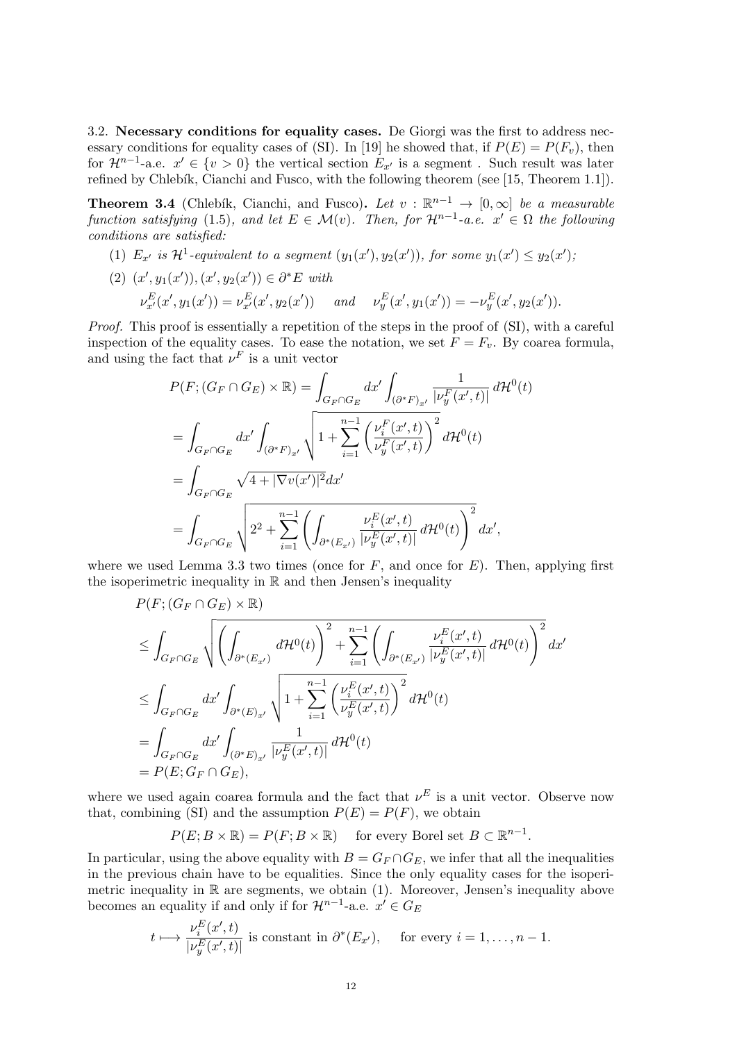3.2. **Necessary conditions for equality cases.** De Giorgi was the first to address necessary conditions for equality cases of (SI). In [19] he showed that, if $P(E) = P(F_v)$, then for $\mathcal{H}^{n-1}$-a.e. $x' \in \{v > 0\}$ the vertical section $E_{x'}$ is a segment . Such result was later refined by Chlebík, Cianchi and Fusco, with the following theorem (see [15, Theorem 1.1]).

**Theorem 3.4** (Chlebík, Cianchi, and Fusco). *Let $v : \mathbb{R}^{n-1} \to [0, \infty]$ be a measurable function satisfying (1.5), and let $E \in \mathcal{M}(v)$. Then, for $\mathcal{H}^{n-1}$-a.e. $x' \in \Omega$ the following conditions are satisfied:*

(1) *$E_{x'}$ is $\mathcal{H}^1$-equivalent to a segment $(y_1(x'), y_2(x'))$, for some $y_1(x') \le y_2(x')$;*

(2) *$(x', y_1(x')), (x', y_2(x')) \in \partial^* E$ with*
$$\nu^E_{x'}(x', y_1(x')) = \nu^E_{x'}(x', y_2(x')) \quad \text{and} \quad \nu^E_y(x', y_1(x')) = -\nu^E_y(x', y_2(x')).$$

*Proof.* This proof is essentially a repetition of the steps in the proof of (SI), with a careful inspection of the equality cases. To ease the notation, we set $F = F_v$. By coarea formula, and using the fact that $\nu^F$ is a unit vector

$$\begin{aligned}
P(F; (G_F \cap G_E) \times \mathbb{R}) &= \int_{G_F \cap G_E} dx' \int_{(\partial^* F)_{x'}} \frac{1}{|\nu^F_y(x', t)|} \, d\mathcal{H}^0(t) \\
&= \int_{G_F \cap G_E} dx' \int_{(\partial^* F)_{x'}} \sqrt{1 + \sum_{i=1}^{n-1} \left( \frac{\nu^F_i(x', t)}{\nu^F_y(x', t)} \right)^2} \, d\mathcal{H}^0(t) \\
&= \int_{G_F \cap G_E} \sqrt{4 + |\nabla v(x')|^2} dx' \\
&= \int_{G_F \cap G_E} \sqrt{2^2 + \sum_{i=1}^{n-1} \left( \int_{\partial^*(E_{x'})} \frac{\nu^E_i(x', t)}{|\nu^E_y(x', t)|} \, d\mathcal{H}^0(t) \right)^2} \, dx',
\end{aligned}$$

where we used Lemma 3.3 two times (once for $F$, and once for $E$). Then, applying first the isoperimetric inequality in $\mathbb{R}$ and then Jensen's inequality

$$\begin{aligned}
&P(F; (G_F \cap G_E) \times \mathbb{R}) \\
&\le \int_{G_F \cap G_E} \sqrt{\left( \int_{\partial^*(E_{x'})} d\mathcal{H}^0(t) \right)^2 + \sum_{i=1}^{n-1} \left( \int_{\partial^*(E_{x'})} \frac{\nu^E_i(x', t)}{|\nu^E_y(x', t)|} \, d\mathcal{H}^0(t) \right)^2} \, dx' \\
&\le \int_{G_F \cap G_E} dx' \int_{\partial^*(E)_{x'}} \sqrt{1 + \sum_{i=1}^{n-1} \left( \frac{\nu^E_i(x', t)}{\nu^E_y(x', t)} \right)^2} \, d\mathcal{H}^0(t) \\
&= \int_{G_F \cap G_E} dx' \int_{(\partial^* E)_{x'}} \frac{1}{|\nu^E_y(x', t)|} \, d\mathcal{H}^0(t) \\
&= P(E; G_F \cap G_E),
\end{aligned}$$

where we used again coarea formula and the fact that $\nu^E$ is a unit vector. Observe now that, combining (SI) and the assumption $P(E) = P(F)$, we obtain

$$P(E; B \times \mathbb{R}) = P(F; B \times \mathbb{R}) \quad \text{for every Borel set } B \subset \mathbb{R}^{n-1}.$$

In particular, using the above equality with $B = G_F \cap G_E$, we infer that all the inequalities in the previous chain have to be equalities. Since the only equality cases for the isoperimetric inequality in $\mathbb{R}$ are segments, we obtain (1). Moreover, Jensen's inequality above becomes an equality if and only if for $\mathcal{H}^{n-1}$-a.e. $x' \in G_E$

$$t \longmapsto \frac{\nu^E_i(x', t)}{|\nu^E_y(x', t)|} \text{ is constant in } \partial^*(E_{x'}), \quad \text{for every } i = 1, \dots, n-1.$$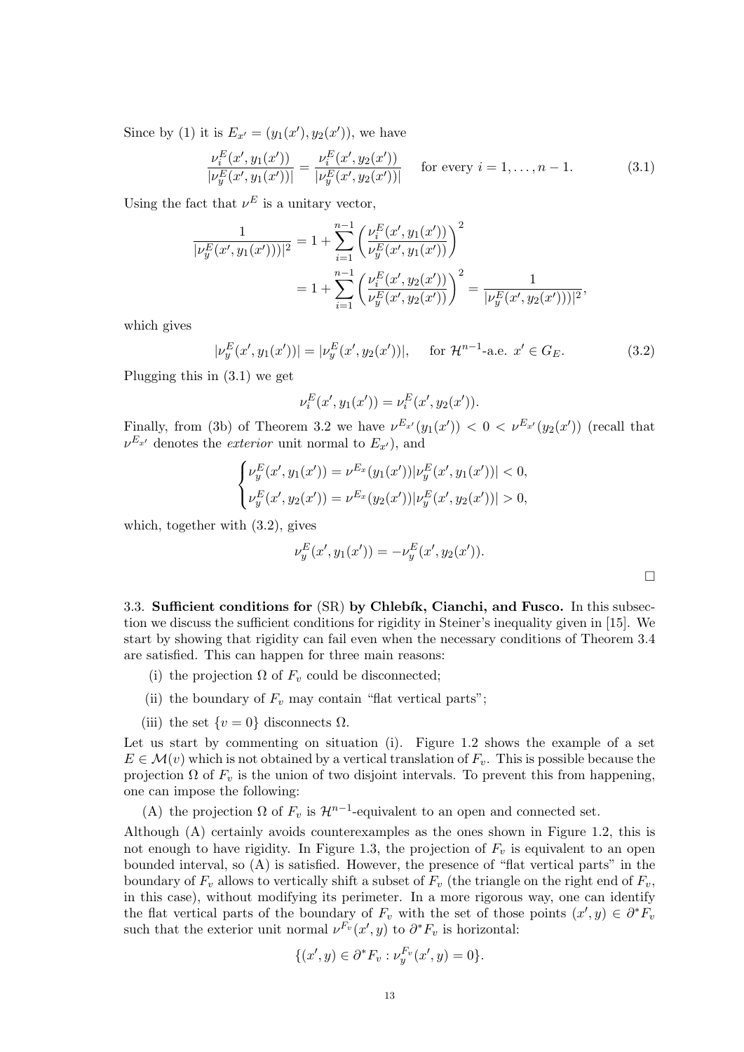Since by (1) it is $E_{x'} = (y_1(x'), y_2(x'))$, we have

$$\frac{\nu_i^E(x', y_1(x'))}{|\nu_y^E(x', y_1(x'))|} = \frac{\nu_i^E(x', y_2(x'))}{|\nu_y^E(x', y_2(x'))|} \quad \text{for every } i = 1, \ldots, n-1. \tag{3.1}$$

Using the fact that $\nu^E$ is a unitary vector,

$$\begin{aligned}
\frac{1}{|\nu_y^E(x', y_1(x')))|^2} &= 1 + \sum_{i=1}^{n-1} \left( \frac{\nu_i^E(x', y_1(x'))}{\nu_y^E(x', y_1(x'))} \right)^2 \\
&= 1 + \sum_{i=1}^{n-1} \left( \frac{\nu_i^E(x', y_2(x'))}{\nu_y^E(x', y_2(x'))} \right)^2 = \frac{1}{|\nu_y^E(x', y_2(x')))|^2},
\end{aligned}$$

which gives

$$|\nu_y^E(x', y_1(x'))| = |\nu_y^E(x', y_2(x'))|, \quad \text{for } \mathcal{H}^{n-1}\text{-a.e. } x' \in G_E. \tag{3.2}$$

Plugging this in (3.1) we get

$$\nu_i^E(x', y_1(x')) = \nu_i^E(x', y_2(x')).$$

Finally, from (3b) of Theorem 3.2 we have $\nu^{E_{x'}}(y_1(x')) < 0 < \nu^{E_{x'}}(y_2(x'))$ (recall that $\nu^{E_{x'}}$ denotes the *exterior* unit normal to $E_{x'}$), and

$$\begin{cases}
\nu_y^E(x', y_1(x')) = \nu^{E_x}(y_1(x'))|\nu_y^E(x', y_1(x'))| < 0, \\
\nu_y^E(x', y_2(x')) = \nu^{E_x}(y_2(x'))|\nu_y^E(x', y_2(x'))| > 0,
\end{cases}$$

which, together with (3.2), gives

$$\nu_y^E(x', y_1(x')) = -\nu_y^E(x', y_2(x')).$$

□

3.3. **Sufficient conditions for** (SR) **by Chlebík, Cianchi, and Fusco.** In this subsection we discuss the sufficient conditions for rigidity in Steiner's inequality given in [15]. We start by showing that rigidity can fail even when the necessary conditions of Theorem 3.4 are satisfied. This can happen for three main reasons:

(i) the projection $\Omega$ of $F_v$ could be disconnected;

(ii) the boundary of $F_v$ may contain "flat vertical parts";

(iii) the set $\{v = 0\}$ disconnects $\Omega$.

Let us start by commenting on situation (i). Figure 1.2 shows the example of a set $E \in \mathcal{M}(v)$ which is not obtained by a vertical translation of $F_v$. This is possible because the projection $\Omega$ of $F_v$ is the union of two disjoint intervals. To prevent this from happening, one can impose the following:

(A) the projection $\Omega$ of $F_v$ is $\mathcal{H}^{n-1}$-equivalent to an open and connected set.

Although (A) certainly avoids counterexamples as the ones shown in Figure 1.2, this is not enough to have rigidity. In Figure 1.3, the projection of $F_v$ is equivalent to an open bounded interval, so (A) is satisfied. However, the presence of "flat vertical parts" in the boundary of $F_v$ allows to vertically shift a subset of $F_v$ (the triangle on the right end of $F_v$, in this case), without modifying its perimeter. In a more rigorous way, one can identify the flat vertical parts of the boundary of $F_v$ with the set of those points $(x', y) \in \partial^* F_v$ such that the exterior unit normal $\nu^{F_v}(x', y)$ to $\partial^* F_v$ is horizontal:

$$\{(x', y) \in \partial^* F_v : \nu_y^{F_v}(x', y) = 0\}.$$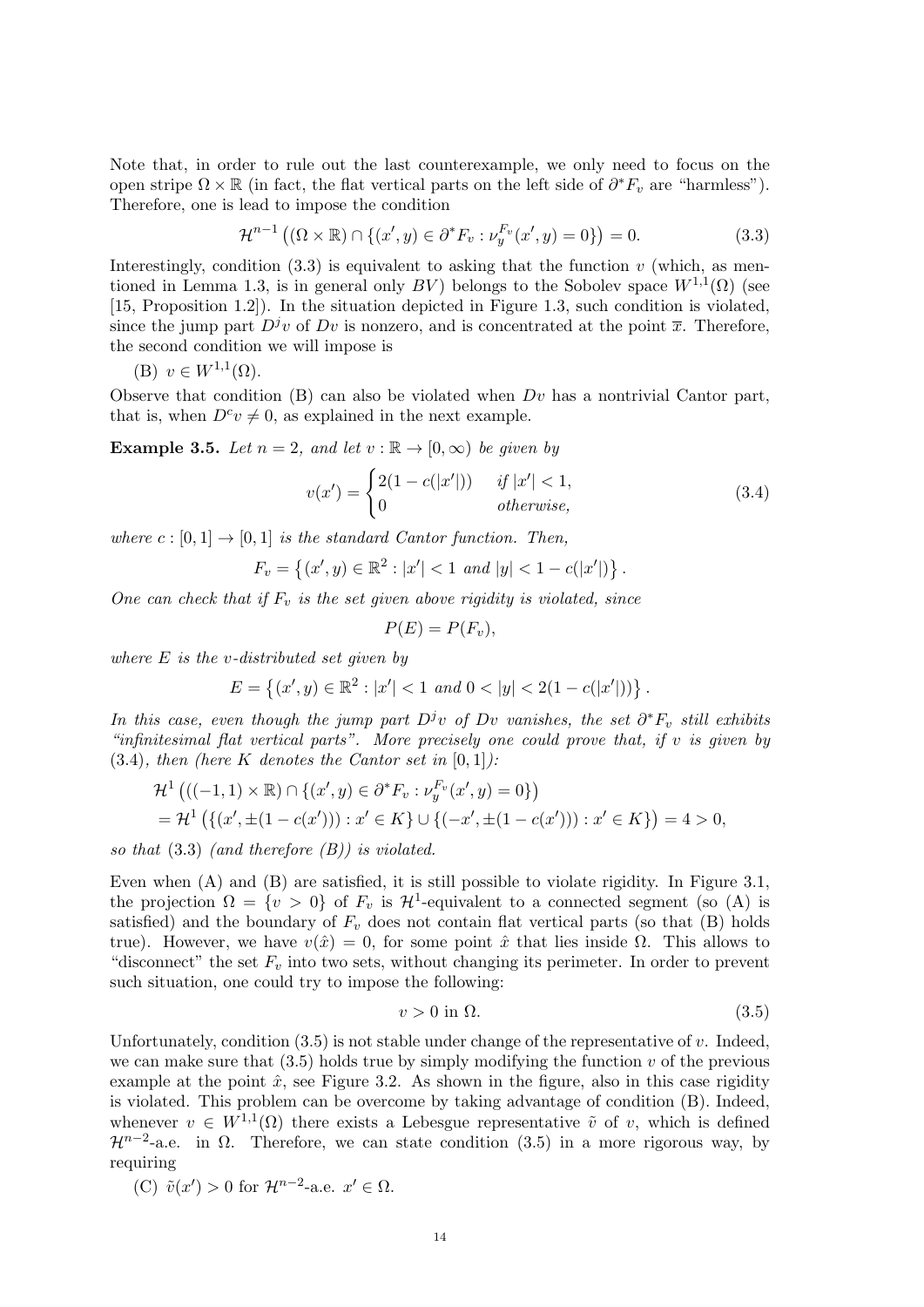Note that, in order to rule out the last counterexample, we only need to focus on the open stripe $\Omega \times \mathbb{R}$ (in fact, the flat vertical parts on the left side of $\partial^* F_v$ are "harmless"). Therefore, one is lead to impose the condition

$$\mathcal{H}^{n-1}\big((\Omega \times \mathbb{R}) \cap \{(x', y) \in \partial^* F_v : \nu_y^{F_v}(x', y) = 0\}\big) = 0. \tag{3.3}$$

Interestingly, condition (3.3) is equivalent to asking that the function $v$ (which, as mentioned in Lemma 1.3, is in general only $BV$) belongs to the Sobolev space $W^{1,1}(\Omega)$ (see [15, Proposition 1.2]). In the situation depicted in Figure 1.3, such condition is violated, since the jump part $D^j v$ of $Dv$ is nonzero, and is concentrated at the point $\overline{x}$. Therefore, the second condition we will impose is

(B) $v \in W^{1,1}(\Omega)$.

Observe that condition (B) can also be violated when $Dv$ has a nontrivial Cantor part, that is, when $D^c v \neq 0$, as explained in the next example.

**Example 3.5.** *Let $n = 2$, and let $v : \mathbb{R} \to [0, \infty)$ be given by*

$$v(x') = \begin{cases} 2(1 - c(|x'|)) & \text{if } |x'| < 1, \\ 0 & \text{otherwise,} \end{cases} \tag{3.4}$$

*where $c : [0, 1] \to [0, 1]$ is the standard Cantor function. Then,*

$$F_v = \left\{(x', y) \in \mathbb{R}^2 : |x'| < 1 \text{ and } |y| < 1 - c(|x'|)\right\}.$$

*One can check that if $F_v$ is the set given above rigidity is violated, since*

$$P(E) = P(F_v),$$

*where $E$ is the $v$-distributed set given by*

$$E = \left\{(x', y) \in \mathbb{R}^2 : |x'| < 1 \text{ and } 0 < |y| < 2(1 - c(|x'|))\right\}.$$

*In this case, even though the jump part $D^j v$ of $Dv$ vanishes, the set $\partial^* F_v$ still exhibits "infinitesimal flat vertical parts". More precisely one could prove that, if $v$ is given by (3.4), then (here $K$ denotes the Cantor set in $[0, 1]$):*

$$\begin{aligned}
&\mathcal{H}^1\big(((-1, 1) \times \mathbb{R}) \cap \{(x', y) \in \partial^* F_v : \nu_y^{F_v}(x', y) = 0\}\big) \\
&= \mathcal{H}^1\big(\{(x', \pm(1 - c(x'))) : x' \in K\} \cup \{(-x', \pm(1 - c(x'))) : x' \in K\}\big) = 4 > 0,
\end{aligned}$$

*so that (3.3) (and therefore (B)) is violated.*

Even when (A) and (B) are satisfied, it is still possible to violate rigidity. In Figure 3.1, the projection $\Omega = \{v > 0\}$ of $F_v$ is $\mathcal{H}^1$-equivalent to a connected segment (so (A) is satisfied) and the boundary of $F_v$ does not contain flat vertical parts (so that (B) holds true). However, we have $v(\hat{x}) = 0$, for some point $\hat{x}$ that lies inside $\Omega$. This allows to "disconnect" the set $F_v$ into two sets, without changing its perimeter. In order to prevent such situation, one could try to impose the following:

$$v > 0 \text{ in } \Omega. \tag{3.5}$$

Unfortunately, condition (3.5) is not stable under change of the representative of $v$. Indeed, we can make sure that (3.5) holds true by simply modifying the function $v$ of the previous example at the point $\hat{x}$, see Figure 3.2. As shown in the figure, also in this case rigidity is violated. This problem can be overcome by taking advantage of condition (B). Indeed, whenever $v \in W^{1,1}(\Omega)$ there exists a Lebesgue representative $\tilde{v}$ of $v$, which is defined $\mathcal{H}^{n-2}$-a.e. in $\Omega$. Therefore, we can state condition (3.5) in a more rigorous way, by requiring

(C) $\tilde{v}(x') > 0$ for $\mathcal{H}^{n-2}$-a.e. $x' \in \Omega$.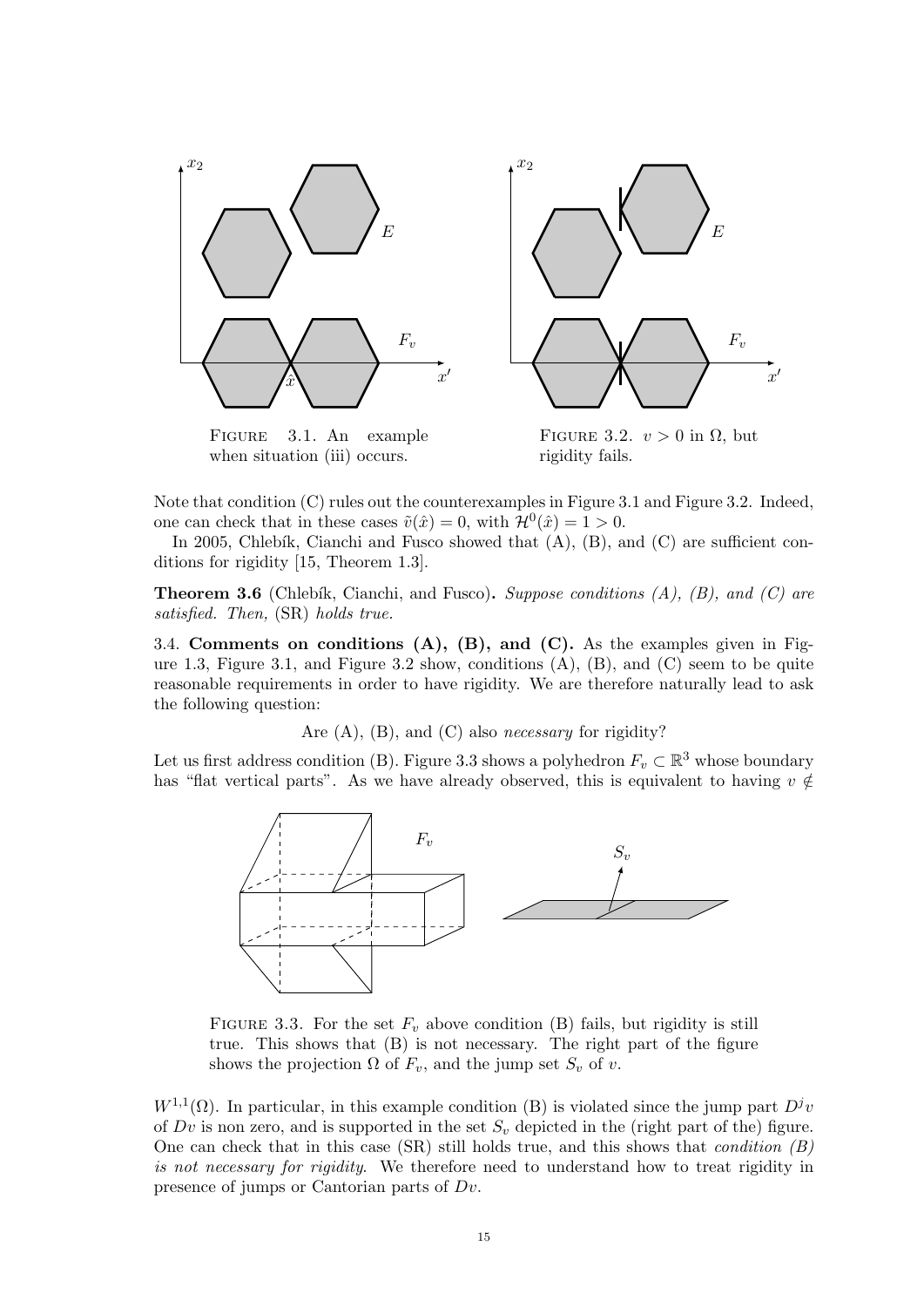FIGURE 3.1. An example when situation (iii) occurs.

FIGURE 3.2. $v > 0$ in $\Omega$, but rigidity fails.

Note that condition (C) rules out the counterexamples in Figure 3.1 and Figure 3.2. Indeed, one can check that in these cases $\tilde{v}(\hat{x}) = 0$, with $\mathcal{H}^0(\hat{x}) = 1 > 0$.

In 2005, Chlebík, Cianchi and Fusco showed that (A), (B), and (C) are sufficient conditions for rigidity [15, Theorem 1.3].

**Theorem 3.6** (Chlebík, Cianchi, and Fusco)**.** *Suppose conditions (A), (B), and (C) are satisfied. Then,* (SR) *holds true.*

3.4. **Comments on conditions (A), (B), and (C).** As the examples given in Figure 1.3, Figure 3.1, and Figure 3.2 show, conditions (A), (B), and (C) seem to be quite reasonable requirements in order to have rigidity. We are therefore naturally lead to ask the following question:

Are (A), (B), and (C) also *necessary* for rigidity?

Let us first address condition (B). Figure 3.3 shows a polyhedron $F_v \subset \mathbb{R}^3$ whose boundary has "flat vertical parts". As we have already observed, this is equivalent to having $v \notin W^{1,1}(\Omega)$. In particular, in this example condition (B) is violated since the jump part $D^j v$ of $Dv$ is non zero, and is supported in the set $S_v$ depicted in the (right part of the) figure. One can check that in this case (SR) still holds true, and this shows that *condition (B) is not necessary for rigidity*. We therefore need to understand how to treat rigidity in presence of jumps or Cantorian parts of $Dv$.

FIGURE 3.3. For the set $F_v$ above condition (B) fails, but rigidity is still true. This shows that (B) is not necessary. The right part of the figure shows the projection $\Omega$ of $F_v$, and the jump set $S_v$ of $v$.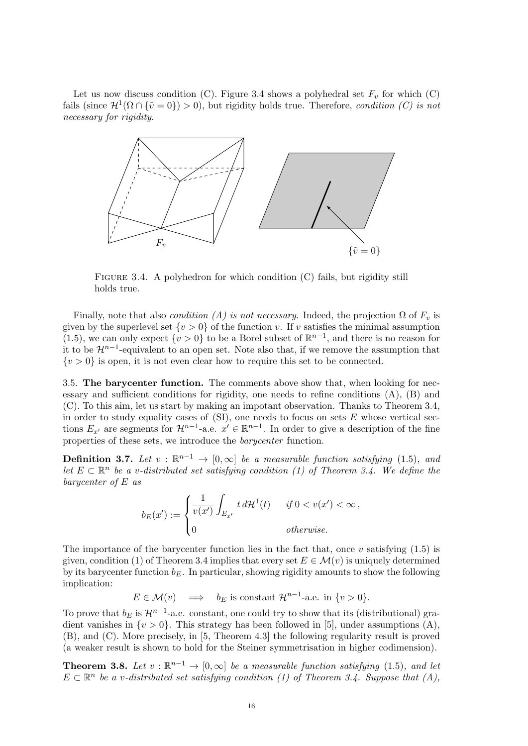Let us now discuss condition (C). Figure 3.4 shows a polyhedral set $F_v$ for which (C) fails (since $\mathcal{H}^1(\Omega \cap \{\tilde{v} = 0\}) > 0$), but rigidity holds true. Therefore, *condition (C) is not necessary for rigidity*.

FIGURE 3.4. A polyhedron for which condition (C) fails, but rigidity still holds true.

Finally, note that also *condition (A) is not necessary*. Indeed, the projection $\Omega$ of $F_v$ is given by the superlevel set $\{v > 0\}$ of the function $v$. If $v$ satisfies the minimal assumption (1.5), we can only expect $\{v > 0\}$ to be a Borel subset of $\mathbb{R}^{n-1}$, and there is no reason for it to be $\mathcal{H}^{n-1}$-equivalent to an open set. Note also that, if we remove the assumption that $\{v > 0\}$ is open, it is not even clear how to require this set to be connected.

3.5. **The barycenter function.** The comments above show that, when looking for necessary and sufficient conditions for rigidity, one needs to refine conditions (A), (B) and (C). To this aim, let us start by making an impotant observation. Thanks to Theorem 3.4, in order to study equality cases of (SI), one needs to focus on sets $E$ whose vertical sections $E_{x'}$ are segments for $\mathcal{H}^{n-1}$-a.e. $x' \in \mathbb{R}^{n-1}$. In order to give a description of the fine properties of these sets, we introduce the *barycenter* function.

**Definition 3.7.** *Let $v : \mathbb{R}^{n-1} \to [0, \infty]$ be a measurable function satisfying* (1.5)*, and let $E \subset \mathbb{R}^n$ be a $v$-distributed set satisfying condition (1) of Theorem 3.4. We define the barycenter of $E$ as*

$$b_E(x') := \begin{cases} \dfrac{1}{v(x')} \displaystyle\int_{E_{x'}} t \, d\mathcal{H}^1(t) & \text{if } 0 < v(x') < \infty \,, \\ 0 & \text{otherwise.} \end{cases}$$

The importance of the barycenter function lies in the fact that, once $v$ satisfying (1.5) is given, condition (1) of Theorem 3.4 implies that every set $E \in \mathcal{M}(v)$ is uniquely determined by its barycenter function $b_E$. In particular, showing rigidity amounts to show the following implication:

$$E \in \mathcal{M}(v) \quad \Longrightarrow \quad b_E \text{ is constant } \mathcal{H}^{n-1}\text{-a.e. in } \{v > 0\}.$$

To prove that $b_E$ is $\mathcal{H}^{n-1}$-a.e. constant, one could try to show that its (distributional) gradient vanishes in $\{v > 0\}$. This strategy has been followed in [5], under assumptions (A), (B), and (C). More precisely, in [5, Theorem 4.3] the following regularity result is proved (a weaker result is shown to hold for the Steiner symmetrisation in higher codimension).

**Theorem 3.8.** *Let $v : \mathbb{R}^{n-1} \to [0, \infty]$ be a measurable function satisfying* (1.5)*, and let $E \subset \mathbb{R}^n$ be a $v$-distributed set satisfying condition (1) of Theorem 3.4. Suppose that (A),*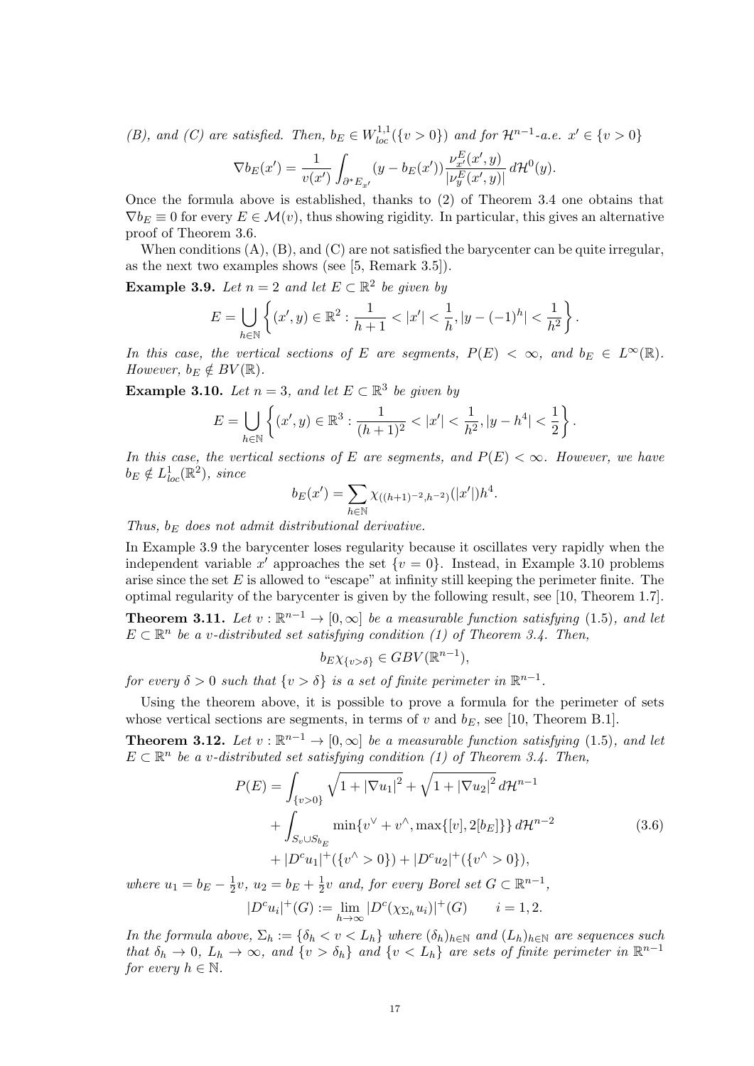*(B), and (C) are satisfied. Then,* $b_E \in W^{1,1}_{loc}(\{v>0\})$ *and for* $\mathcal{H}^{n-1}$*-a.e.* $x' \in \{v>0\}$

$$\nabla b_E(x') = \frac{1}{v(x')} \int_{\partial^* E_{x'}} (y - b_E(x')) \frac{\nu^E_{x'}(x',y)}{|\nu^E_y(x',y)|} \, d\mathcal{H}^0(y).$$

Once the formula above is established, thanks to (2) of Theorem 3.4 one obtains that $\nabla b_E \equiv 0$ for every $E \in \mathcal{M}(v)$, thus showing rigidity. In particular, this gives an alternative proof of Theorem 3.6.

When conditions (A), (B), and (C) are not satisfied the barycenter can be quite irregular, as the next two examples shows (see [5, Remark 3.5]).

**Example 3.9.** *Let* $n=2$ *and let* $E \subset \mathbb{R}^2$ *be given by*

$$E = \bigcup_{h\in\mathbb{N}} \left\{ (x',y) \in \mathbb{R}^2 : \frac{1}{h+1} < |x'| < \frac{1}{h}, |y-(-1)^h| < \frac{1}{h^2} \right\}.$$

*In this case, the vertical sections of* $E$ *are segments,* $P(E) < \infty$*, and* $b_E \in L^\infty(\mathbb{R})$*. However,* $b_E \notin BV(\mathbb{R})$*.*

**Example 3.10.** *Let* $n=3$*, and let* $E \subset \mathbb{R}^3$ *be given by*

$$E = \bigcup_{h\in\mathbb{N}} \left\{ (x',y) \in \mathbb{R}^3 : \frac{1}{(h+1)^2} < |x'| < \frac{1}{h^2}, |y-h^4| < \frac{1}{2} \right\}.$$

*In this case, the vertical sections of* $E$ *are segments, and* $P(E) < \infty$*. However, we have* $b_E \notin L^1_{loc}(\mathbb{R}^2)$*, since*

$$b_E(x') = \sum_{h\in\mathbb{N}} \chi_{((h+1)^{-2},h^{-2})}(|x'|) h^4.$$

*Thus,* $b_E$ *does not admit distributional derivative.*

In Example 3.9 the barycenter loses regularity because it oscillates very rapidly when the independent variable $x'$ approaches the set $\{v=0\}$. Instead, in Example 3.10 problems arise since the set $E$ is allowed to "escape" at infinity still keeping the perimeter finite. The optimal regularity of the barycenter is given by the following result, see [10, Theorem 1.7].

**Theorem 3.11.** *Let* $v : \mathbb{R}^{n-1} \to [0,\infty]$ *be a measurable function satisfying* (1.5)*, and let* $E \subset \mathbb{R}^n$ *be a* $v$*-distributed set satisfying condition (1) of Theorem 3.4. Then,*

$$b_E \chi_{\{v>\delta\}} \in GBV(\mathbb{R}^{n-1}),$$

*for every* $\delta > 0$ *such that* $\{v>\delta\}$ *is a set of finite perimeter in* $\mathbb{R}^{n-1}$*.*

Using the theorem above, it is possible to prove a formula for the perimeter of sets whose vertical sections are segments, in terms of $v$ and $b_E$, see [10, Theorem B.1].

**Theorem 3.12.** *Let* $v : \mathbb{R}^{n-1} \to [0,\infty]$ *be a measurable function satisfying* (1.5)*, and let* $E \subset \mathbb{R}^n$ *be a* $v$*-distributed set satisfying condition (1) of Theorem 3.4. Then,*

$$\begin{aligned} P(E) = &\int_{\{v>0\}} \sqrt{1+|\nabla u_1|^2} + \sqrt{1+|\nabla u_2|^2} \, d\mathcal{H}^{n-1} \\ &+ \int_{S_v \cup S_{b_E}} \min\{v^\vee + v^\wedge, \max\{[v], 2[b_E]\}\} \, d\mathcal{H}^{n-2} \\ &+ |D^c u_1|^+(\{v^\wedge > 0\}) + |D^c u_2|^+(\{v^\wedge > 0\}), \end{aligned} \tag{3.6}$$

*where* $u_1 = b_E - \frac{1}{2}v$*,* $u_2 = b_E + \frac{1}{2}v$ *and, for every Borel set* $G \subset \mathbb{R}^{n-1}$*,*

$$|D^c u_i|^+(G) := \lim_{h\to\infty} |D^c(\chi_{\Sigma_h} u_i)|^+(G) \qquad i = 1,2.$$

*In the formula above,* $\Sigma_h := \{\delta_h < v < L_h\}$ *where* $(\delta_h)_{h\in\mathbb{N}}$ *and* $(L_h)_{h\in\mathbb{N}}$ *are sequences such that* $\delta_h \to 0$*,* $L_h \to \infty$*, and* $\{v > \delta_h\}$ *and* $\{v < L_h\}$ *are sets of finite perimeter in* $\mathbb{R}^{n-1}$ *for every* $h \in \mathbb{N}$*.*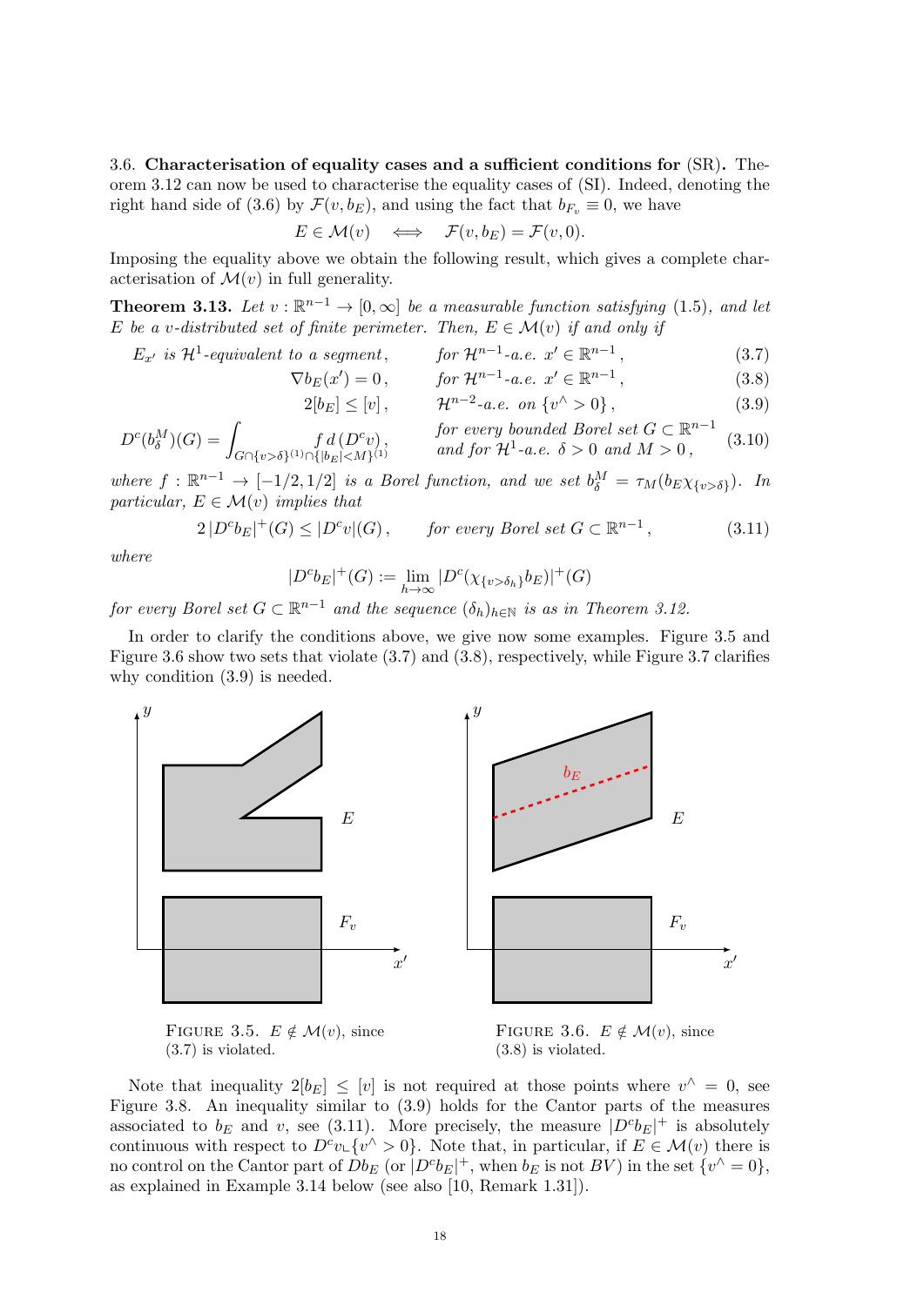3.6. **Characterisation of equality cases and a sufficient conditions for** (SR)**.** Theorem 3.12 can now be used to characterise the equality cases of (SI). Indeed, denoting the right hand side of (3.6) by $\mathcal{F}(v, b_E)$, and using the fact that $b_{F_v} \equiv 0$, we have

$$E \in \mathcal{M}(v) \quad \Longleftrightarrow \quad \mathcal{F}(v, b_E) = \mathcal{F}(v, 0).$$

Imposing the equality above we obtain the following result, which gives a complete characterisation of $\mathcal{M}(v)$ in full generality.

**Theorem 3.13.** *Let $v : \mathbb{R}^{n-1} \to [0, \infty]$ be a measurable function satisfying (1.5), and let $E$ be a $v$-distributed set of finite perimeter. Then, $E \in \mathcal{M}(v)$ if and only if*

$$E_{x'} \text{ is } \mathcal{H}^1\text{-equivalent to a segment}, \qquad \text{for } \mathcal{H}^{n-1}\text{-a.e. } x' \in \mathbb{R}^{n-1}, \tag{3.7}$$

$$\nabla b_E(x') = 0, \qquad \text{for } \mathcal{H}^{n-1}\text{-a.e. } x' \in \mathbb{R}^{n-1}, \tag{3.8}$$

$$2[b_E] \le [v], \qquad \mathcal{H}^{n-2}\text{-a.e. on } \{v^\wedge > 0\}, \tag{3.9}$$

$$D^c(b^M_\delta)(G) = \int_{G \cap \{v>\delta\}^{(1)} \cap \{|b_E|<M\}^{(1)}} f \, d(D^c v), \qquad \begin{array}{l}\text{for every bounded Borel set } G \subset \mathbb{R}^{n-1} \\ \text{and for } \mathcal{H}^1\text{-a.e. } \delta > 0 \text{ and } M > 0,\end{array} \tag{3.10}$$

*where $f : \mathbb{R}^{n-1} \to [-1/2, 1/2]$ is a Borel function, and we set $b^M_\delta = \tau_M(b_E \chi_{\{v>\delta\}})$. In particular, $E \in \mathcal{M}(v)$ implies that*

$$2\,|D^c b_E|^+(G) \le |D^c v|(G), \qquad \text{for every Borel set } G \subset \mathbb{R}^{n-1}, \tag{3.11}$$

*where*

$$|D^c b_E|^+(G) := \lim_{h\to\infty} |D^c(\chi_{\{v>\delta_h\}} b_E)|^+(G)$$

*for every Borel set $G \subset \mathbb{R}^{n-1}$ and the sequence $(\delta_h)_{h\in\mathbb{N}}$ is as in Theorem 3.12.*

In order to clarify the conditions above, we give now some examples. Figure 3.5 and Figure 3.6 show two sets that violate (3.7) and (3.8), respectively, while Figure 3.7 clarifies why condition (3.9) is needed.

FIGURE 3.5. $E \notin \mathcal{M}(v)$, since (3.7) is violated.

FIGURE 3.6. $E \notin \mathcal{M}(v)$, since (3.8) is violated.

Note that inequality $2[b_E] \le [v]$ is not required at those points where $v^\wedge = 0$, see Figure 3.8. An inequality similar to (3.9) holds for the Cantor parts of the measures associated to $b_E$ and $v$, see (3.11). More precisely, the measure $|D^c b_E|^+$ is absolutely continuous with respect to $D^c v \llcorner \{v^\wedge > 0\}$. Note that, in particular, if $E \in \mathcal{M}(v)$ there is no control on the Cantor part of $Db_E$ (or $|D^c b_E|^+$, when $b_E$ is not $BV$) in the set $\{v^\wedge = 0\}$, as explained in Example 3.14 below (see also [10, Remark 1.31]).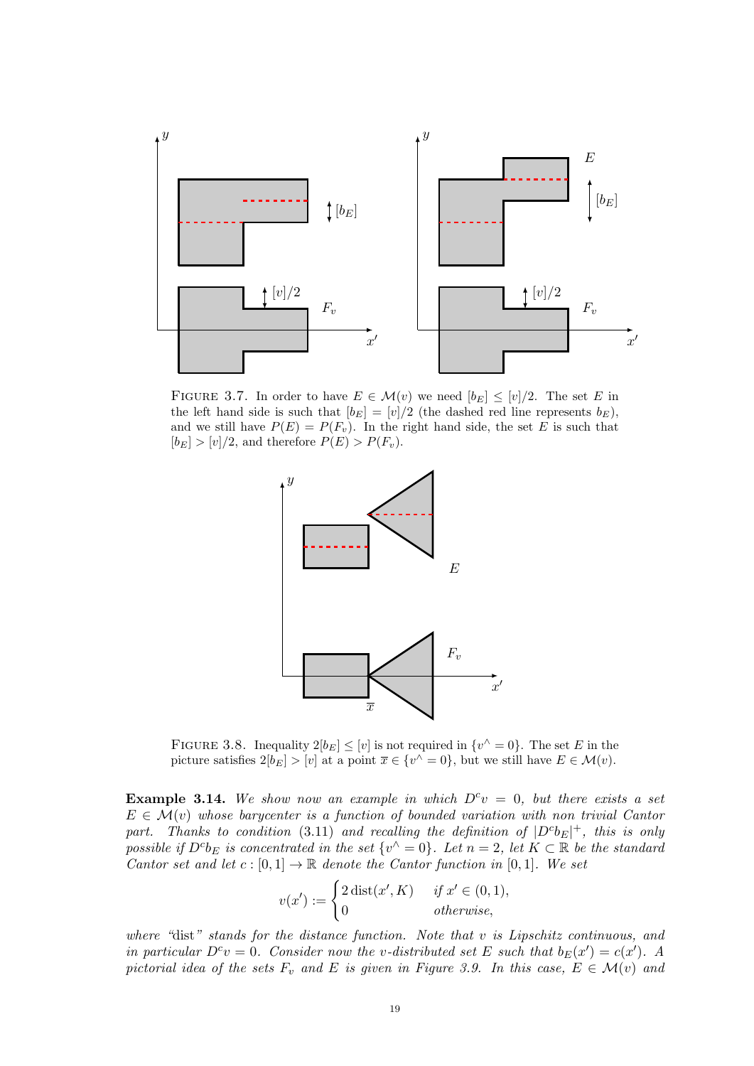FIGURE 3.7. In order to have $E \in \mathcal{M}(v)$ we need $[b_E] \leq [v]/2$. The set $E$ in the left hand side is such that $[b_E] = [v]/2$ (the dashed red line represents $b_E$), and we still have $P(E) = P(F_v)$. In the right hand side, the set $E$ is such that $[b_E] > [v]/2$, and therefore $P(E) > P(F_v)$.

FIGURE 3.8. Inequality $2[b_E] \leq [v]$ is not required in $\{v^\wedge = 0\}$. The set $E$ in the picture satisfies $2[b_E] > [v]$ at a point $\overline{x} \in \{v^\wedge = 0\}$, but we still have $E \in \mathcal{M}(v)$.

**Example 3.14.** *We show now an example in which $D^c v = 0$, but there exists a set $E \in \mathcal{M}(v)$ whose barycenter is a function of bounded variation with non trivial Cantor part. Thanks to condition (3.11) and recalling the definition of $|D^c b_E|^+$, this is only possible if $D^c b_E$ is concentrated in the set $\{v^\wedge = 0\}$. Let $n = 2$, let $K \subset \mathbb{R}$ be the standard Cantor set and let $c : [0, 1] \to \mathbb{R}$ denote the Cantor function in $[0, 1]$. We set*

$$
v(x') := \begin{cases} 2\,\mathrm{dist}(x', K) & \text{if } x' \in (0, 1), \\ 0 & \text{otherwise,} \end{cases}
$$

*where "dist" stands for the distance function. Note that $v$ is Lipschitz continuous, and in particular $D^c v = 0$. Consider now the $v$-distributed set $E$ such that $b_E(x') = c(x')$. A pictorial idea of the sets $F_v$ and $E$ is given in Figure 3.9. In this case, $E \in \mathcal{M}(v)$ and*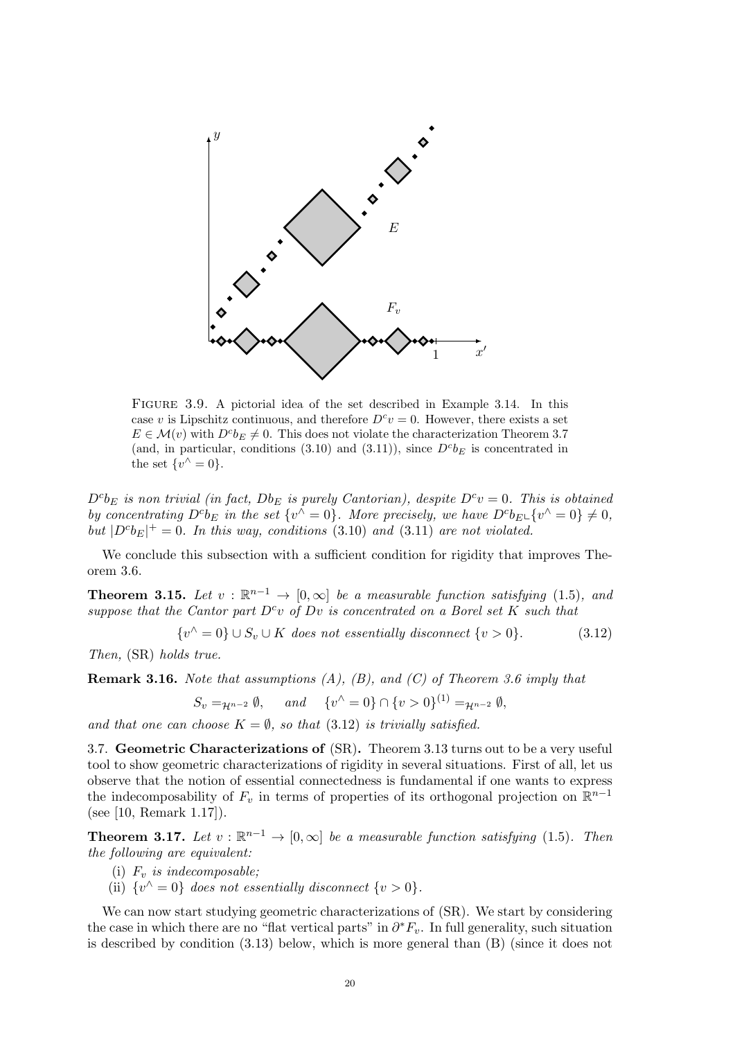FIGURE 3.9. A pictorial idea of the set described in Example 3.14. In this case $v$ is Lipschitz continuous, and therefore $D^c v = 0$. However, there exists a set $E \in \mathcal{M}(v)$ with $D^c b_E \neq 0$. This does not violate the characterization Theorem 3.7 (and, in particular, conditions (3.10) and (3.11)), since $D^c b_E$ is concentrated in the set $\{v^\wedge = 0\}$.

*$D^c b_E$ is non trivial (in fact, $Db_E$ is purely Cantorian), despite $D^c v = 0$. This is obtained by concentrating $D^c b_E$ in the set $\{v^\wedge = 0\}$. More precisely, we have $D^c b_E \llcorner \{v^\wedge = 0\} \neq 0$, but $|D^c b_E|^+ = 0$. In this way, conditions (3.10) and (3.11) are not violated.*

We conclude this subsection with a sufficient condition for rigidity that improves Theorem 3.6.

**Theorem 3.15.** *Let $v : \mathbb{R}^{n-1} \to [0, \infty]$ be a measurable function satisfying (1.5), and suppose that the Cantor part $D^c v$ of $Dv$ is concentrated on a Borel set $K$ such that*

$$\{v^\wedge = 0\} \cup S_v \cup K \text{ does not essentially disconnect } \{v > 0\}. \tag{3.12}$$

*Then,* (SR) *holds true.*

**Remark 3.16.** *Note that assumptions (A), (B), and (C) of Theorem 3.6 imply that*

$$S_v =_{\mathcal{H}^{n-2}} \emptyset, \quad \text{and} \quad \{v^\wedge = 0\} \cap \{v > 0\}^{(1)} =_{\mathcal{H}^{n-2}} \emptyset,$$

*and that one can choose $K = \emptyset$, so that (3.12) is trivially satisfied.*

## 3.7. Geometric Characterizations of (SR).

Theorem 3.13 turns out to be a very useful tool to show geometric characterizations of rigidity in several situations. First of all, let us observe that the notion of essential connectedness is fundamental if one wants to express the indecomposability of $F_v$ in terms of properties of its orthogonal projection on $\mathbb{R}^{n-1}$ (see [10, Remark 1.17]).

**Theorem 3.17.** *Let $v : \mathbb{R}^{n-1} \to [0, \infty]$ be a measurable function satisfying (1.5). Then the following are equivalent:*

(i) *$F_v$ is indecomposable;*
(ii) *$\{v^\wedge = 0\}$ does not essentially disconnect $\{v > 0\}$.*

We can now start studying geometric characterizations of (SR). We start by considering the case in which there are no "flat vertical parts" in $\partial^* F_v$. In full generality, such situation is described by condition (3.13) below, which is more general than (B) (since it does not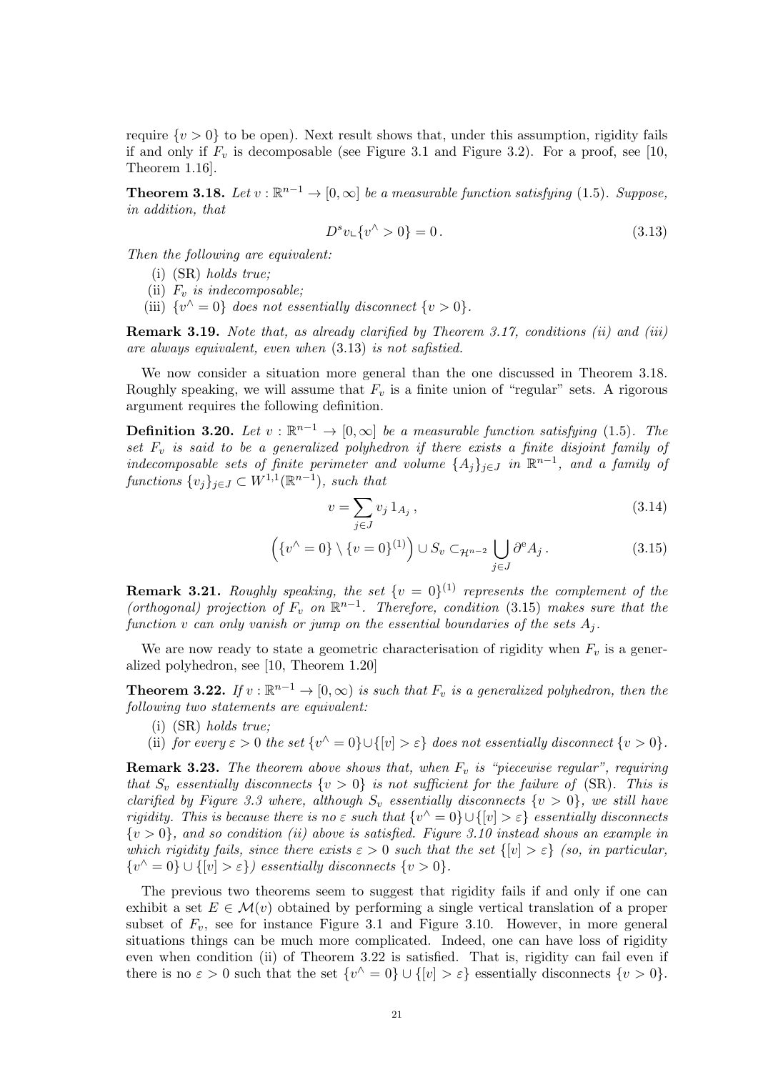require $\{v > 0\}$ to be open). Next result shows that, under this assumption, rigidity fails if and only if $F_v$ is decomposable (see Figure 3.1 and Figure 3.2). For a proof, see [10, Theorem 1.16].

**Theorem 3.18.** *Let $v : \mathbb{R}^{n-1} \to [0, \infty]$ be a measurable function satisfying (1.5). Suppose, in addition, that*

$$D^s v \llcorner \{v^\wedge > 0\} = 0 \,. \tag{3.13}$$

*Then the following are equivalent:*

(i) *(SR) holds true;*
(ii) *$F_v$ is indecomposable;*
(iii) *$\{v^\wedge = 0\}$ does not essentially disconnect $\{v > 0\}$.*

**Remark 3.19.** *Note that, as already clarified by Theorem 3.17, conditions (ii) and (iii) are always equivalent, even when (3.13) is not safistied.*

We now consider a situation more general than the one discussed in Theorem 3.18. Roughly speaking, we will assume that $F_v$ is a finite union of "regular" sets. A rigorous argument requires the following definition.

**Definition 3.20.** *Let $v : \mathbb{R}^{n-1} \to [0, \infty]$ be a measurable function satisfying (1.5). The set $F_v$ is said to be a generalized polyhedron if there exists a finite disjoint family of indecomposable sets of finite perimeter and volume $\{A_j\}_{j \in J}$ in $\mathbb{R}^{n-1}$, and a family of functions $\{v_j\}_{j\in J} \subset W^{1,1}(\mathbb{R}^{n-1})$, such that*

$$v = \sum_{j \in J} v_j \, 1_{A_j} \,, \tag{3.14}$$

$$\Big(\{v^\wedge = 0\} \setminus \{v = 0\}^{(1)}\Big) \cup S_v \subset_{\mathcal{H}^{n-2}} \bigcup_{j\in J} \partial^{\rm e} A_j \,. \tag{3.15}$$

**Remark 3.21.** *Roughly speaking, the set $\{v = 0\}^{(1)}$ represents the complement of the (orthogonal) projection of $F_v$ on $\mathbb{R}^{n-1}$. Therefore, condition (3.15) makes sure that the function $v$ can only vanish or jump on the essential boundaries of the sets $A_j$.*

We are now ready to state a geometric characterisation of rigidity when $F_v$ is a generalized polyhedron, see [10, Theorem 1.20]

**Theorem 3.22.** *If $v : \mathbb{R}^{n-1} \to [0, \infty)$ is such that $F_v$ is a generalized polyhedron, then the following two statements are equivalent:*

(i) *(SR) holds true;*
(ii) *for every $\varepsilon > 0$ the set $\{v^\wedge = 0\} \cup \{[v] > \varepsilon\}$ does not essentially disconnect $\{v > 0\}$.*

**Remark 3.23.** *The theorem above shows that, when $F_v$ is "piecewise regular", requiring that $S_v$ essentially disconnects $\{v > 0\}$ is not sufficient for the failure of (SR). This is clarified by Figure 3.3 where, although $S_v$ essentially disconnects $\{v > 0\}$, we still have rigidity. This is because there is no $\varepsilon$ such that $\{v^\wedge = 0\} \cup \{[v] > \varepsilon\}$ essentially disconnects $\{v > 0\}$, and so condition (ii) above is satisfied. Figure 3.10 instead shows an example in which rigidity fails, since there exists $\varepsilon > 0$ such that the set $\{[v] > \varepsilon\}$ (so, in particular, $\{v^\wedge = 0\} \cup \{[v] > \varepsilon\}$) essentially disconnects $\{v > 0\}$.*

The previous two theorems seem to suggest that rigidity fails if and only if one can exhibit a set $E \in \mathcal{M}(v)$ obtained by performing a single vertical translation of a proper subset of $F_v$, see for instance Figure 3.1 and Figure 3.10. However, in more general situations things can be much more complicated. Indeed, one can have loss of rigidity even when condition (ii) of Theorem 3.22 is satisfied. That is, rigidity can fail even if there is no $\varepsilon > 0$ such that the set $\{v^\wedge = 0\} \cup \{[v] > \varepsilon\}$ essentially disconnects $\{v > 0\}$.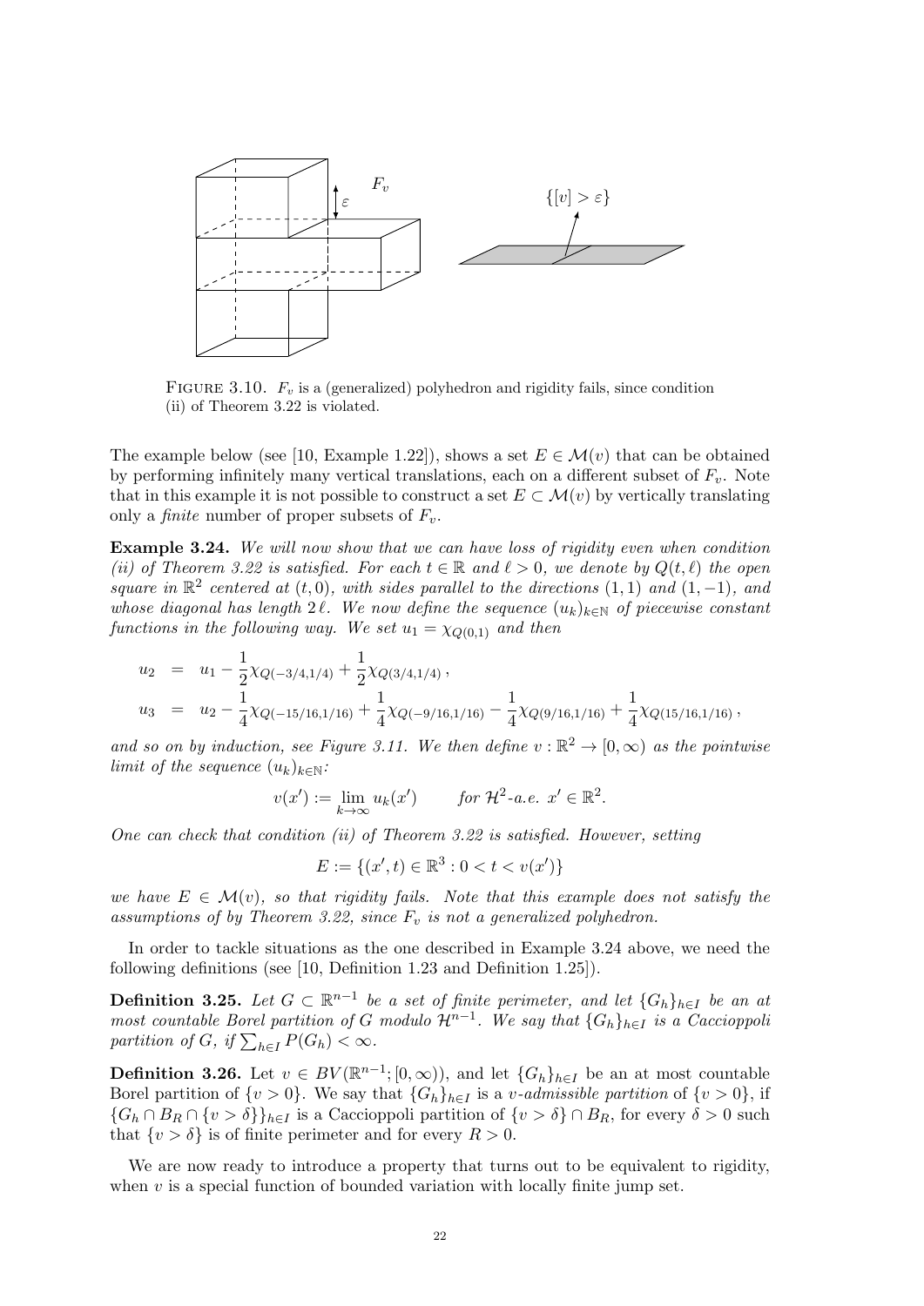FIGURE 3.10. $F_v$ is a (generalized) polyhedron and rigidity fails, since condition (ii) of Theorem 3.22 is violated.

The example below (see [10, Example 1.22]), shows a set $E \in \mathcal{M}(v)$ that can be obtained by performing infinitely many vertical translations, each on a different subset of $F_v$. Note that in this example it is not possible to construct a set $E \subset \mathcal{M}(v)$ by vertically translating only a *finite* number of proper subsets of $F_v$.

**Example 3.24.** *We will now show that we can have loss of rigidity even when condition (ii) of Theorem 3.22 is satisfied. For each $t \in \mathbb{R}$ and $\ell > 0$, we denote by $Q(t, \ell)$ the open square in $\mathbb{R}^2$ centered at $(t, 0)$, with sides parallel to the directions $(1, 1)$ and $(1, -1)$, and whose diagonal has length $2\,\ell$. We now define the sequence $(u_k)_{k\in\mathbb{N}}$ of piecewise constant functions in the following way. We set $u_1 = \chi_{Q(0,1)}$ and then*

$$
\begin{aligned}
u_2 &= u_1 - \frac{1}{2}\chi_{Q(-3/4,1/4)} + \frac{1}{2}\chi_{Q(3/4,1/4)}\,, \\
u_3 &= u_2 - \frac{1}{4}\chi_{Q(-15/16,1/16)} + \frac{1}{4}\chi_{Q(-9/16,1/16)} - \frac{1}{4}\chi_{Q(9/16,1/16)} + \frac{1}{4}\chi_{Q(15/16,1/16)}\,,
\end{aligned}
$$

*and so on by induction, see Figure 3.11. We then define $v : \mathbb{R}^2 \to [0, \infty)$ as the pointwise limit of the sequence $(u_k)_{k\in\mathbb{N}}$:*

$$
v(x') := \lim_{k\to\infty} u_k(x') \qquad \text{for } \mathcal{H}^2\text{-a.e. } x' \in \mathbb{R}^2.
$$

*One can check that condition (ii) of Theorem 3.22 is satisfied. However, setting*

$$
E := \{(x', t) \in \mathbb{R}^3 : 0 < t < v(x')\}
$$

*we have $E \in \mathcal{M}(v)$, so that rigidity fails. Note that this example does not satisfy the assumptions of by Theorem 3.22, since $F_v$ is not a generalized polyhedron.*

In order to tackle situations as the one described in Example 3.24 above, we need the following definitions (see [10, Definition 1.23 and Definition 1.25]).

**Definition 3.25.** *Let $G \subset \mathbb{R}^{n-1}$ be a set of finite perimeter, and let $\{G_h\}_{h\in I}$ be an at most countable Borel partition of $G$ modulo $\mathcal{H}^{n-1}$. We say that $\{G_h\}_{h\in I}$ is a Caccioppoli partition of $G$, if $\sum_{h\in I} P(G_h) < \infty$.*

**Definition 3.26.** Let $v \in BV(\mathbb{R}^{n-1}; [0, \infty))$, and let $\{G_h\}_{h\in I}$ be an at most countable Borel partition of $\{v > 0\}$. We say that $\{G_h\}_{h\in I}$ is a *$v$-admissible partition* of $\{v > 0\}$, if $\{G_h \cap B_R \cap \{v > \delta\}\}_{h\in I}$ is a Caccioppoli partition of $\{v > \delta\} \cap B_R$, for every $\delta > 0$ such that $\{v > \delta\}$ is of finite perimeter and for every $R > 0$.

We are now ready to introduce a property that turns out to be equivalent to rigidity, when $v$ is a special function of bounded variation with locally finite jump set.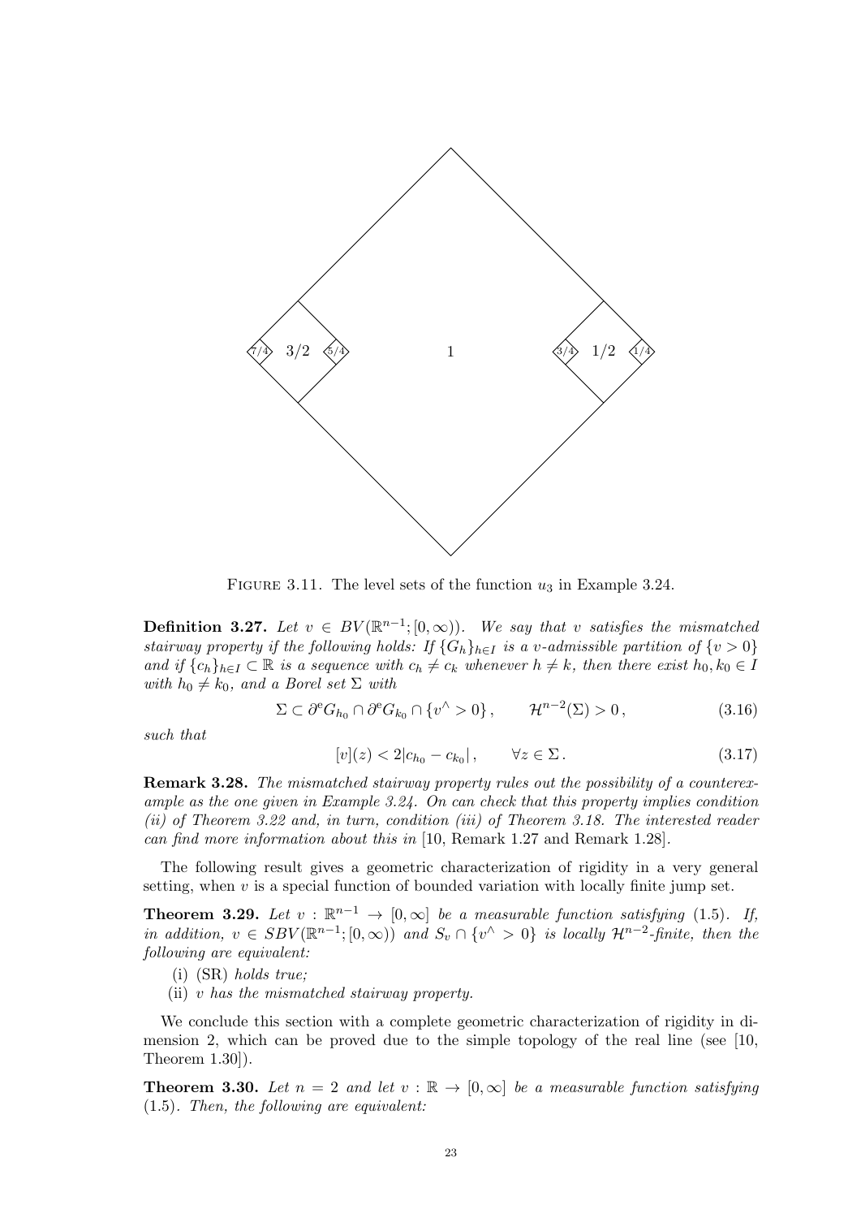FIGURE 3.11. The level sets of the function $u_3$ in Example 3.24.

**Definition 3.27.** *Let $v \in BV(\mathbb{R}^{n-1};[0,\infty))$. We say that $v$ satisfies the mismatched stairway property if the following holds: If $\{G_h\}_{h\in I}$ is a $v$-admissible partition of $\{v>0\}$ and if $\{c_h\}_{h\in I} \subset \mathbb{R}$ is a sequence with $c_h \neq c_k$ whenever $h \neq k$, then there exist $h_0, k_0 \in I$ with $h_0 \neq k_0$, and a Borel set $\Sigma$ with*

$$\Sigma \subset \partial^{\mathrm{e}} G_{h_0} \cap \partial^{\mathrm{e}} G_{k_0} \cap \{v^\wedge > 0\}\,, \qquad \mathcal{H}^{n-2}(\Sigma) > 0\,, \tag{3.16}$$

*such that*

$$[v](z) < 2|c_{h_0} - c_{k_0}|\,, \qquad \forall z \in \Sigma\,. \tag{3.17}$$

**Remark 3.28.** *The mismatched stairway property rules out the possibility of a counterexample as the one given in Example 3.24. On can check that this property implies condition (ii) of Theorem 3.22 and, in turn, condition (iii) of Theorem 3.18. The interested reader can find more information about this in* [10, Remark 1.27 and Remark 1.28].

The following result gives a geometric characterization of rigidity in a very general setting, when $v$ is a special function of bounded variation with locally finite jump set.

**Theorem 3.29.** *Let $v : \mathbb{R}^{n-1} \to [0,\infty]$ be a measurable function satisfying (1.5). If, in addition, $v \in SBV(\mathbb{R}^{n-1};[0,\infty))$ and $S_v \cap \{v^\wedge > 0\}$ is locally $\mathcal{H}^{n-2}$-finite, then the following are equivalent:*

- (i) *(SR) holds true;*
- (ii) *$v$ has the mismatched stairway property.*

We conclude this section with a complete geometric characterization of rigidity in dimension 2, which can be proved due to the simple topology of the real line (see [10, Theorem 1.30]).

**Theorem 3.30.** *Let $n = 2$ and let $v : \mathbb{R} \to [0,\infty]$ be a measurable function satisfying (1.5). Then, the following are equivalent:*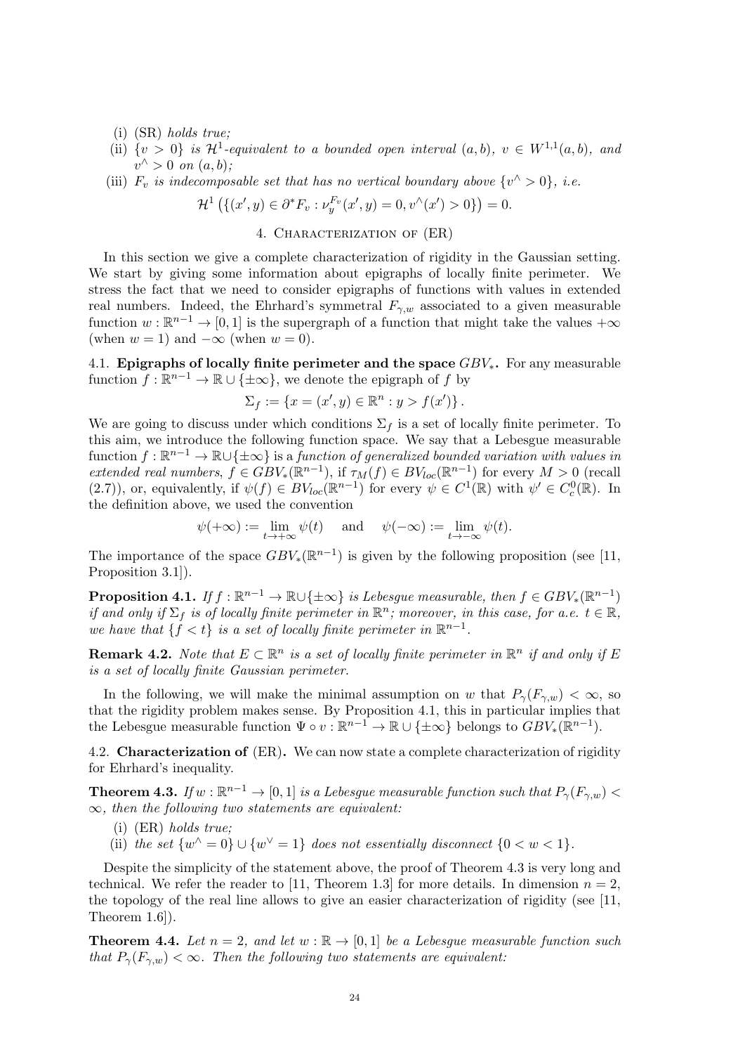(i) (SR) *holds true;*

(ii) $\{v > 0\}$ *is* $\mathcal{H}^1$*-equivalent to a bounded open interval* $(a,b)$*,* $v \in W^{1,1}(a,b)$*, and* $v^\wedge > 0$ *on* $(a,b)$*;*

(iii) $F_v$ *is indecomposable set that has no vertical boundary above* $\{v^\wedge > 0\}$*, i.e.*

$$\mathcal{H}^1\left(\{(x',y) \in \partial^* F_v : \nu_y^{F_v}(x',y) = 0, v^\wedge(x') > 0\}\right) = 0.$$

## 4. Characterization of (ER)

In this section we give a complete characterization of rigidity in the Gaussian setting. We start by giving some information about epigraphs of locally finite perimeter. We stress the fact that we need to consider epigraphs of functions with values in extended real numbers. Indeed, the Ehrhard's symmetral $F_{\gamma,w}$ associated to a given measurable function $w : \mathbb{R}^{n-1} \to [0,1]$ is the supergraph of a function that might take the values $+\infty$ (when $w = 1$) and $-\infty$ (when $w = 0$).

### 4.1. Epigraphs of locally finite perimeter and the space $GBV_*$.

For any measurable function $f : \mathbb{R}^{n-1} \to \mathbb{R} \cup \{\pm\infty\}$, we denote the epigraph of $f$ by

$$\Sigma_f := \{x = (x',y) \in \mathbb{R}^n : y > f(x')\}.$$

We are going to discuss under which conditions $\Sigma_f$ is a set of locally finite perimeter. To this aim, we introduce the following function space. We say that a Lebesgue measurable function $f : \mathbb{R}^{n-1} \to \mathbb{R}\cup\{\pm\infty\}$ is a *function of generalized bounded variation with values in extended real numbers*, $f \in GBV_*(\mathbb{R}^{n-1})$, if $\tau_M(f) \in BV_{loc}(\mathbb{R}^{n-1})$ for every $M > 0$ (recall (2.7)), or, equivalently, if $\psi(f) \in BV_{loc}(\mathbb{R}^{n-1})$ for every $\psi \in C^1(\mathbb{R})$ with $\psi' \in C^0_c(\mathbb{R})$. In the definition above, we used the convention

$$\psi(+\infty) := \lim_{t\to+\infty} \psi(t) \quad \text{ and } \quad \psi(-\infty) := \lim_{t\to-\infty} \psi(t).$$

The importance of the space $GBV_*(\mathbb{R}^{n-1})$ is given by the following proposition (see [11, Proposition 3.1]).

**Proposition 4.1.** *If* $f : \mathbb{R}^{n-1} \to \mathbb{R}\cup\{\pm\infty\}$ *is Lebesgue measurable, then* $f \in GBV_*(\mathbb{R}^{n-1})$ *if and only if* $\Sigma_f$ *is of locally finite perimeter in* $\mathbb{R}^n$*; moreover, in this case, for a.e.* $t \in \mathbb{R}$*, we have that* $\{f < t\}$ *is a set of locally finite perimeter in* $\mathbb{R}^{n-1}$*.*

**Remark 4.2.** *Note that* $E \subset \mathbb{R}^n$ *is a set of locally finite perimeter in* $\mathbb{R}^n$ *if and only if* $E$ *is a set of locally finite Gaussian perimeter.*

In the following, we will make the minimal assumption on $w$ that $P_\gamma(F_{\gamma,w}) < \infty$, so that the rigidity problem makes sense. By Proposition 4.1, this in particular implies that the Lebesgue measurable function $\Psi \circ v : \mathbb{R}^{n-1} \to \mathbb{R} \cup \{\pm\infty\}$ belongs to $GBV_*(\mathbb{R}^{n-1})$.

### 4.2. Characterization of (ER).

We can now state a complete characterization of rigidity for Ehrhard's inequality.

**Theorem 4.3.** *If* $w : \mathbb{R}^{n-1} \to [0,1]$ *is a Lebesgue measurable function such that* $P_\gamma(F_{\gamma,w}) < \infty$*, then the following two statements are equivalent:*

(i) (ER) *holds true;*

(ii) *the set* $\{w^\wedge = 0\} \cup \{w^\vee = 1\}$ *does not essentially disconnect* $\{0 < w < 1\}$*.*

Despite the simplicity of the statement above, the proof of Theorem 4.3 is very long and technical. We refer the reader to [11, Theorem 1.3] for more details. In dimension $n = 2$, the topology of the real line allows to give an easier characterization of rigidity (see [11, Theorem 1.6]).

**Theorem 4.4.** *Let* $n = 2$*, and let* $w : \mathbb{R} \to [0,1]$ *be a Lebesgue measurable function such that* $P_\gamma(F_{\gamma,w}) < \infty$*. Then the following two statements are equivalent:*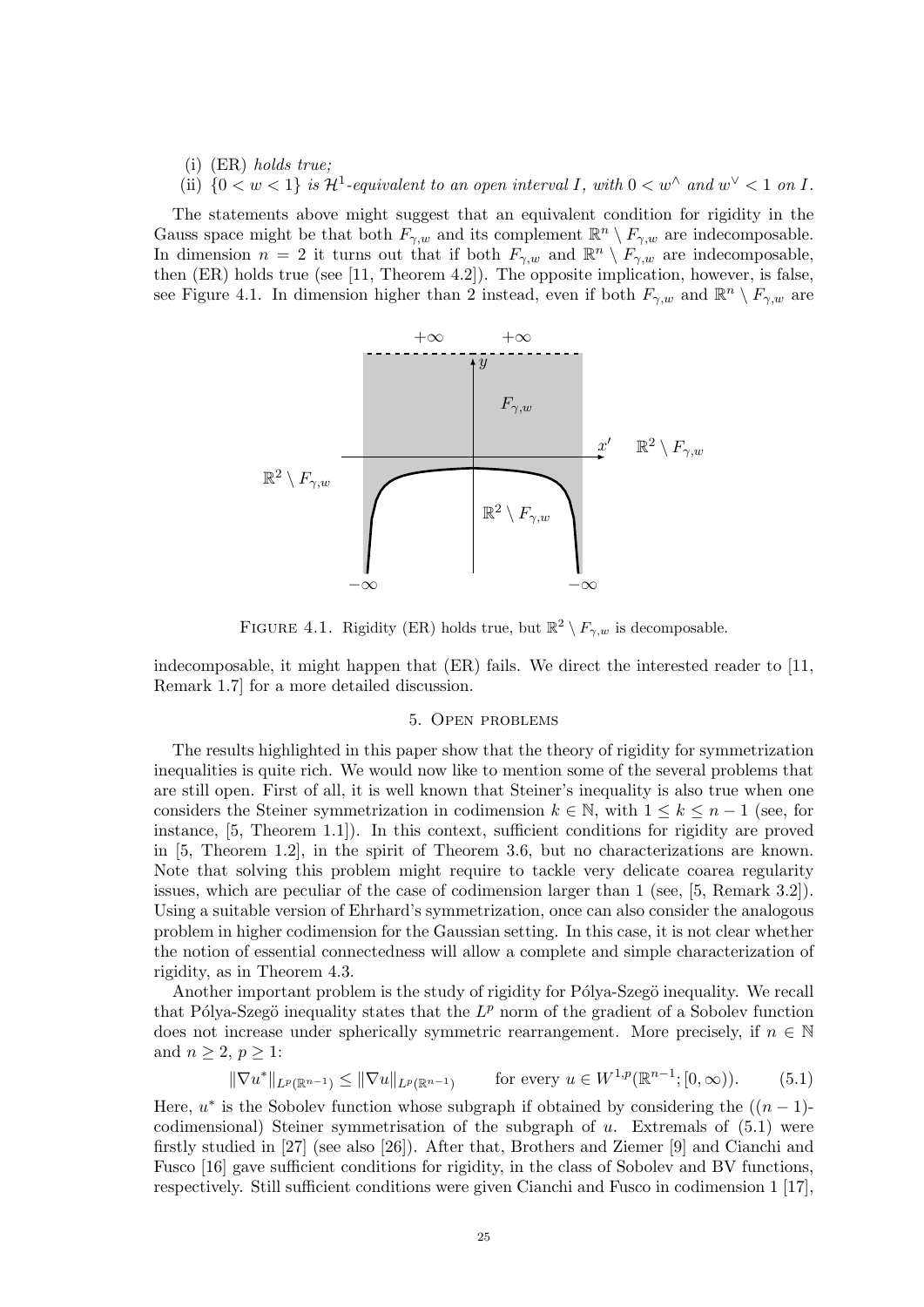(i) (ER) *holds true;*

(ii) $\{0 < w < 1\}$ *is* $\mathcal{H}^1$*-equivalent to an open interval* $I$*, with* $0 < w^\wedge$ *and* $w^\vee < 1$ *on* $I$*.*

The statements above might suggest that an equivalent condition for rigidity in the Gauss space might be that both $F_{\gamma,w}$ and its complement $\mathbb{R}^n \setminus F_{\gamma,w}$ are indecomposable. In dimension $n = 2$ it turns out that if both $F_{\gamma,w}$ and $\mathbb{R}^n \setminus F_{\gamma,w}$ are indecomposable, then (ER) holds true (see [11, Theorem 4.2]). The opposite implication, however, is false, see Figure 4.1. In dimension higher than 2 instead, even if both $F_{\gamma,w}$ and $\mathbb{R}^n \setminus F_{\gamma,w}$ are indecomposable, it might happen that (ER) fails. We direct the interested reader to [11, Remark 1.7] for a more detailed discussion.

FIGURE 4.1. Rigidity (ER) holds true, but $\mathbb{R}^2 \setminus F_{\gamma,w}$ is decomposable.

## 5. Open problems

The results highlighted in this paper show that the theory of rigidity for symmetrization inequalities is quite rich. We would now like to mention some of the several problems that are still open. First of all, it is well known that Steiner's inequality is also true when one considers the Steiner symmetrization in codimension $k \in \mathbb{N}$, with $1 \leq k \leq n-1$ (see, for instance, [5, Theorem 1.1]). In this context, sufficient conditions for rigidity are proved in [5, Theorem 1.2], in the spirit of Theorem 3.6, but no characterizations are known. Note that solving this problem might require to tackle very delicate coarea regularity issues, which are peculiar of the case of codimension larger than 1 (see, [5, Remark 3.2]). Using a suitable version of Ehrhard's symmetrization, once can also consider the analogous problem in higher codimension for the Gaussian setting. In this case, it is not clear whether the notion of essential connectedness will allow a complete and simple characterization of rigidity, as in Theorem 4.3.

Another important problem is the study of rigidity for Pólya-Szegö inequality. We recall that Pólya-Szegö inequality states that the $L^p$ norm of the gradient of a Sobolev function does not increase under spherically symmetric rearrangement. More precisely, if $n \in \mathbb{N}$ and $n \geq 2$, $p \geq 1$:

$$\|\nabla u^*\|_{L^p(\mathbb{R}^{n-1})} \leq \|\nabla u\|_{L^p(\mathbb{R}^{n-1})} \qquad \text{for every } u \in W^{1,p}(\mathbb{R}^{n-1}; [0, \infty)). \tag{5.1}$$

Here, $u^*$ is the Sobolev function whose subgraph if obtained by considering the ($(n-1)$-codimensional) Steiner symmetrisation of the subgraph of $u$. Extremals of (5.1) were firstly studied in [27] (see also [26]). After that, Brothers and Ziemer [9] and Cianchi and Fusco [16] gave sufficient conditions for rigidity, in the class of Sobolev and BV functions, respectively. Still sufficient conditions were given Cianchi and Fusco in codimension 1 [17],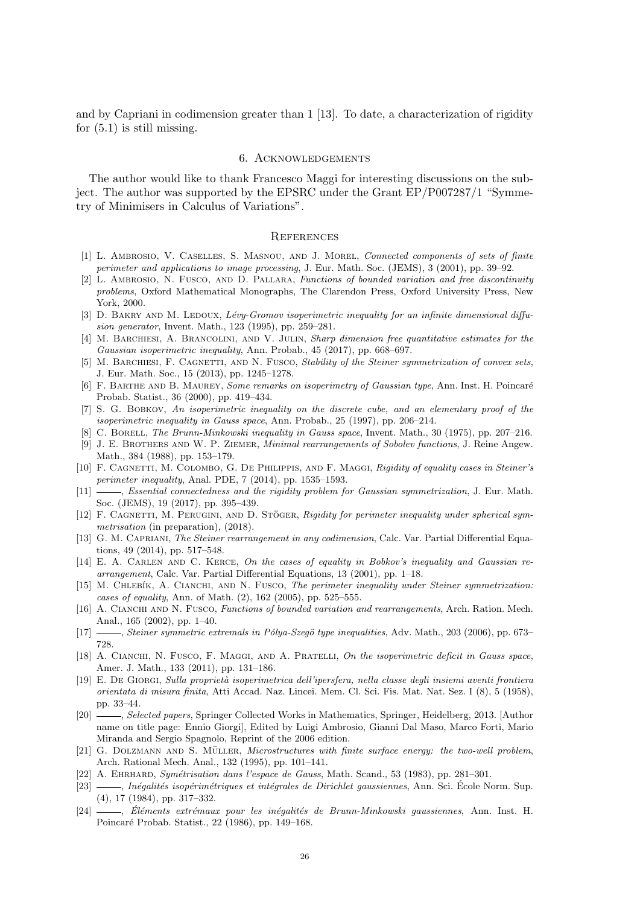and by Capriani in codimension greater than 1 [13]. To date, a characterization of rigidity for (5.1) is still missing.

## 6. Acknowledgements

The author would like to thank Francesco Maggi for interesting discussions on the subject. The author was supported by the EPSRC under the Grant EP/P007287/1 "Symmetry of Minimisers in Calculus of Variations".

## References

[1] L. Ambrosio, V. Caselles, S. Masnou, and J. Morel, *Connected components of sets of finite perimeter and applications to image processing*, J. Eur. Math. Soc. (JEMS), 3 (2001), pp. 39–92.

[2] L. Ambrosio, N. Fusco, and D. Pallara, *Functions of bounded variation and free discontinuity problems*, Oxford Mathematical Monographs, The Clarendon Press, Oxford University Press, New York, 2000.

[3] D. Bakry and M. Ledoux, *Lévy-Gromov isoperimetric inequality for an infinite dimensional diffusion generator*, Invent. Math., 123 (1995), pp. 259–281.

[4] M. Barchiesi, A. Brancolini, and V. Julin, *Sharp dimension free quantitative estimates for the Gaussian isoperimetric inequality*, Ann. Probab., 45 (2017), pp. 668–697.

[5] M. Barchiesi, F. Cagnetti, and N. Fusco, *Stability of the Steiner symmetrization of convex sets*, J. Eur. Math. Soc., 15 (2013), pp. 1245–1278.

[6] F. Barthe and B. Maurey, *Some remarks on isoperimetry of Gaussian type*, Ann. Inst. H. Poincaré Probab. Statist., 36 (2000), pp. 419–434.

[7] S. G. Bobkov, *An isoperimetric inequality on the discrete cube, and an elementary proof of the isoperimetric inequality in Gauss space*, Ann. Probab., 25 (1997), pp. 206–214.

[8] C. Borell, *The Brunn-Minkowski inequality in Gauss space*, Invent. Math., 30 (1975), pp. 207–216.

[9] J. E. Brothers and W. P. Ziemer, *Minimal rearrangements of Sobolev functions*, J. Reine Angew. Math., 384 (1988), pp. 153–179.

[10] F. Cagnetti, M. Colombo, G. De Philippis, and F. Maggi, *Rigidity of equality cases in Steiner's perimeter inequality*, Anal. PDE, 7 (2014), pp. 1535–1593.

[11] ———, *Essential connectedness and the rigidity problem for Gaussian symmetrization*, J. Eur. Math. Soc. (JEMS), 19 (2017), pp. 395–439.

[12] F. Cagnetti, M. Perugini, and D. Stöger, *Rigidity for perimeter inequality under spherical symmetrisation* (in preparation), (2018).

[13] G. M. Capriani, *The Steiner rearrangement in any codimension*, Calc. Var. Partial Differential Equations, 49 (2014), pp. 517–548.

[14] E. A. Carlen and C. Kerce, *On the cases of equality in Bobkov's inequality and Gaussian rearrangement*, Calc. Var. Partial Differential Equations, 13 (2001), pp. 1–18.

[15] M. Chlebík, A. Cianchi, and N. Fusco, *The perimeter inequality under Steiner symmetrization: cases of equality*, Ann. of Math. (2), 162 (2005), pp. 525–555.

[16] A. Cianchi and N. Fusco, *Functions of bounded variation and rearrangements*, Arch. Ration. Mech. Anal., 165 (2002), pp. 1–40.

[17] ———, *Steiner symmetric extremals in Pólya-Szegö type inequalities*, Adv. Math., 203 (2006), pp. 673–728.

[18] A. Cianchi, N. Fusco, F. Maggi, and A. Pratelli, *On the isoperimetric deficit in Gauss space*, Amer. J. Math., 133 (2011), pp. 131–186.

[19] E. De Giorgi, *Sulla proprietà isoperimetrica dell'ipersfera, nella classe degli insiemi aventi frontiera orientata di misura finita*, Atti Accad. Naz. Lincei. Mem. Cl. Sci. Fis. Mat. Nat. Sez. I (8), 5 (1958), pp. 33–44.

[20] ———, *Selected papers*, Springer Collected Works in Mathematics, Springer, Heidelberg, 2013. [Author name on title page: Ennio Giorgi], Edited by Luigi Ambrosio, Gianni Dal Maso, Marco Forti, Mario Miranda and Sergio Spagnolo, Reprint of the 2006 edition.

[21] G. Dolzmann and S. Müller, *Microstructures with finite surface energy: the two-well problem*, Arch. Rational Mech. Anal., 132 (1995), pp. 101–141.

[22] A. Ehrhard, *Symétrisation dans l'espace de Gauss*, Math. Scand., 53 (1983), pp. 281–301.

[23] ———, *Inégalités isopérimétriques et intégrales de Dirichlet gaussiennes*, Ann. Sci. École Norm. Sup. (4), 17 (1984), pp. 317–332.

[24] ———, *Éléments extrémaux pour les inégalités de Brunn-Minkowski gaussiennes*, Ann. Inst. H. Poincaré Probab. Statist., 22 (1986), pp. 149–168.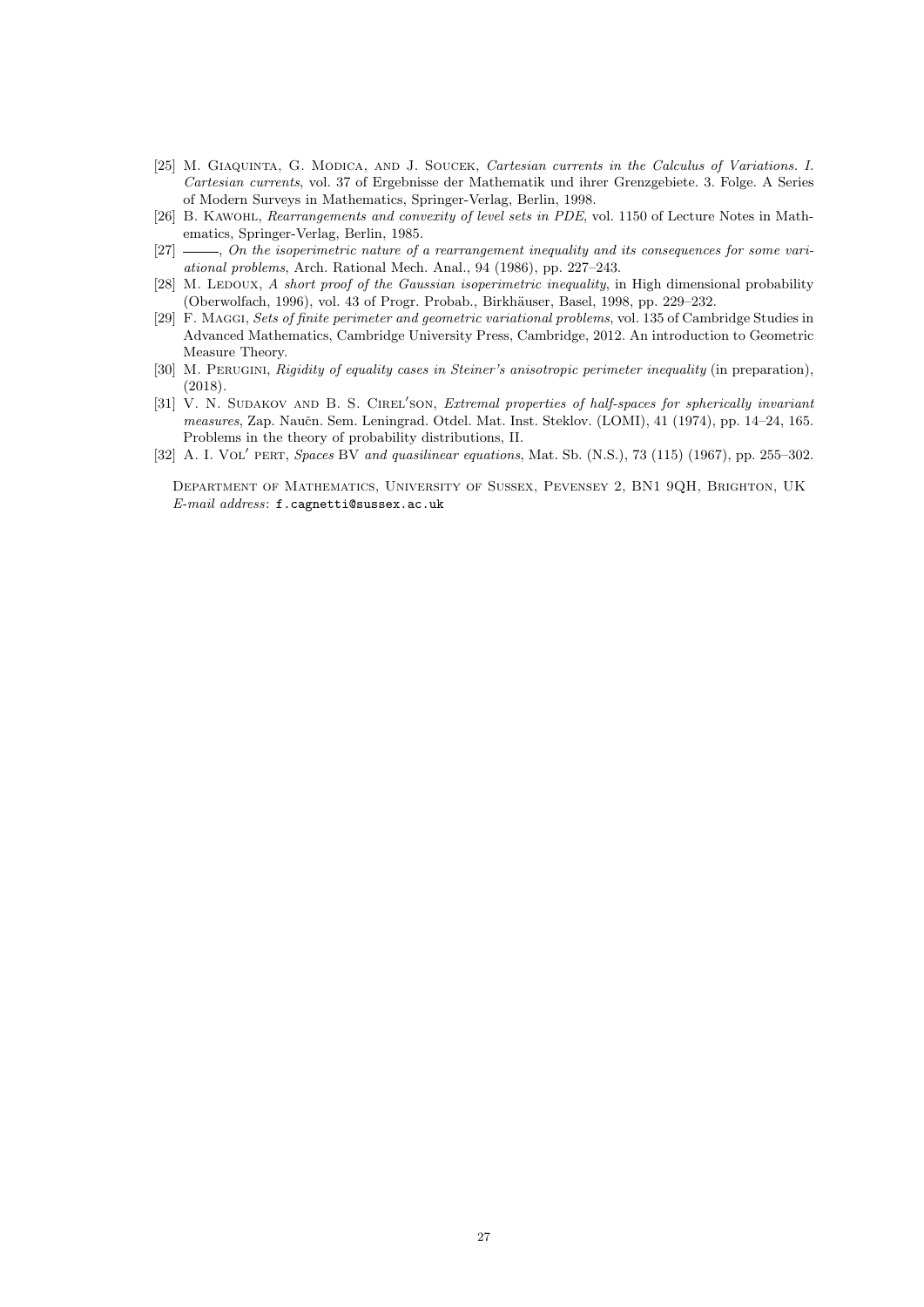[25] M. Giaquinta, G. Modica, and J. Soucek, *Cartesian currents in the Calculus of Variations. I. Cartesian currents*, vol. 37 of Ergebnisse der Mathematik und ihrer Grenzgebiete. 3. Folge. A Series of Modern Surveys in Mathematics, Springer-Verlag, Berlin, 1998.

[26] B. Kawohl, *Rearrangements and convexity of level sets in PDE*, vol. 1150 of Lecture Notes in Mathematics, Springer-Verlag, Berlin, 1985.

[27] ———, *On the isoperimetric nature of a rearrangement inequality and its consequences for some variational problems*, Arch. Rational Mech. Anal., 94 (1986), pp. 227–243.

[28] M. Ledoux, *A short proof of the Gaussian isoperimetric inequality*, in High dimensional probability (Oberwolfach, 1996), vol. 43 of Progr. Probab., Birkhäuser, Basel, 1998, pp. 229–232.

[29] F. Maggi, *Sets of finite perimeter and geometric variational problems*, vol. 135 of Cambridge Studies in Advanced Mathematics, Cambridge University Press, Cambridge, 2012. An introduction to Geometric Measure Theory.

[30] M. Perugini, *Rigidity of equality cases in Steiner's anisotropic perimeter inequality* (in preparation), (2018).

[31] V. N. Sudakov and B. S. Cirel′son, *Extremal properties of half-spaces for spherically invariant measures*, Zap. Naučn. Sem. Leningrad. Otdel. Mat. Inst. Steklov. (LOMI), 41 (1974), pp. 14–24, 165. Problems in the theory of probability distributions, II.

[32] A. I. Vol′ pert, *Spaces* BV *and quasilinear equations*, Mat. Sb. (N.S.), 73 (115) (1967), pp. 255–302.

Department of Mathematics, University of Sussex, Pevensey 2, BN1 9QH, Brighton, UK
*E-mail address*: f.cagnetti@sussex.ac.uk